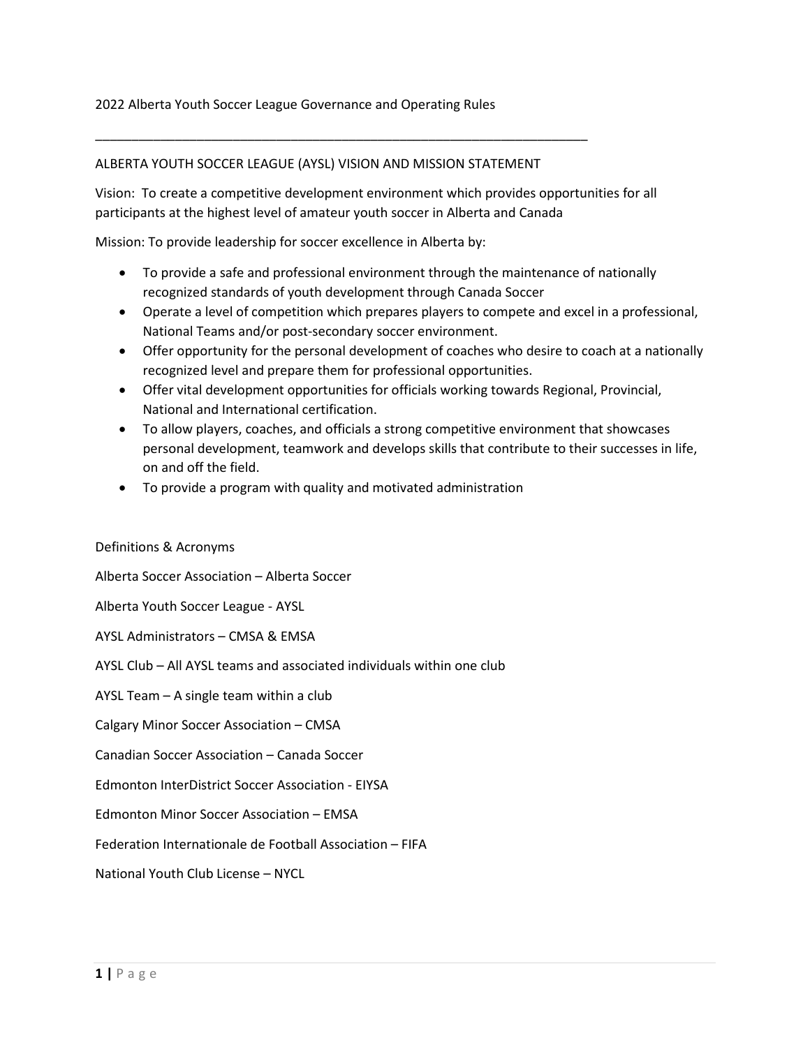# 2022 Alberta Youth Soccer League Governance and Operating Rules

---

## ALBERTA YOUTH SOCCER LEAGUE (AYSL) VISION AND MISSION STATEMENT

Vision: To create a competitive development environment which provides opportunities for all participants at the highest level of amateur youth soccer in Alberta and Canada

Mission: To provide leadership for soccer excellence in Alberta by:

- To provide a safe and professional environment through the maintenance of nationally recognized standards of youth development through Canada Soccer
- Operate a level of competition which prepares players to compete and excel in a professional, National Teams and/or post-secondary soccer environment.
- Offer opportunity for the personal development of coaches who desire to coach at a nationally recognized level and prepare them for professional opportunities.
- Offer vital development opportunities for officials working towards Regional, Provincial, National and International certification.
- To allow players, coaches, and officials a strong competitive environment that showcases personal development, teamwork and develops skills that contribute to their successes in life, on and off the field.
- To provide a program with quality and motivated administration

## Definitions & Acronyms

Alberta Soccer Association – Alberta Soccer

Alberta Youth Soccer League - AYSL

AYSL Administrators – CMSA & EMSA

AYSL Club – All AYSL teams and associated individuals within one club

AYSL Team – A single team within a club

Calgary Minor Soccer Association – CMSA

Canadian Soccer Association – Canada Soccer

Edmonton InterDistrict Soccer Association - EIYSA

Edmonton Minor Soccer Association – EMSA

Federation Internationale de Football Association – FIFA

National Youth Club License – NYCL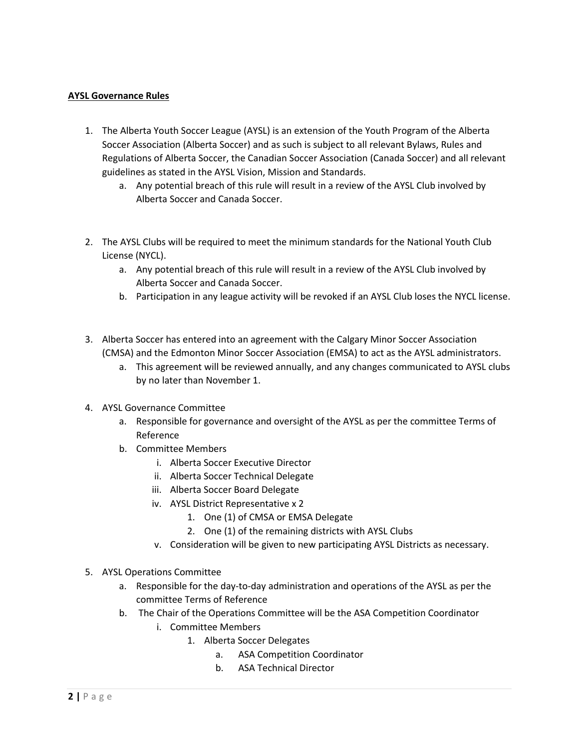**AYSL Governance Rules**

1. The Alberta Youth Soccer League (AYSL) is an extension of the Youth Program of the Alberta Soccer Association (Alberta Soccer) and as such is subject to all relevant Bylaws, Rules and Regulations of Alberta Soccer, the Canadian Soccer Association (Canada Soccer) and all relevant guidelines as stated in the AYSL Vision, Mission and Standards.
    a. Any potential breach of this rule will result in a review of the AYSL Club involved by Alberta Soccer and Canada Soccer.

2. The AYSL Clubs will be required to meet the minimum standards for the National Youth Club License (NYCL).
    a. Any potential breach of this rule will result in a review of the AYSL Club involved by Alberta Soccer and Canada Soccer.
    b. Participation in any league activity will be revoked if an AYSL Club loses the NYCL license.

3. Alberta Soccer has entered into an agreement with the Calgary Minor Soccer Association (CMSA) and the Edmonton Minor Soccer Association (EMSA) to act as the AYSL administrators.
    a. This agreement will be reviewed annually, and any changes communicated to AYSL clubs by no later than November 1.

4. AYSL Governance Committee
    a. Responsible for governance and oversight of the AYSL as per the committee Terms of Reference
    b. Committee Members
        i. Alberta Soccer Executive Director
        ii. Alberta Soccer Technical Delegate
        iii. Alberta Soccer Board Delegate
        iv. AYSL District Representative x 2
            1. One (1) of CMSA or EMSA Delegate
            2. One (1) of the remaining districts with AYSL Clubs
        v. Consideration will be given to new participating AYSL Districts as necessary.

5. AYSL Operations Committee
    a. Responsible for the day-to-day administration and operations of the AYSL as per the committee Terms of Reference
    b. The Chair of the Operations Committee will be the ASA Competition Coordinator
        i. Committee Members
            1. Alberta Soccer Delegates
                a. ASA Competition Coordinator
                b. ASA Technical Director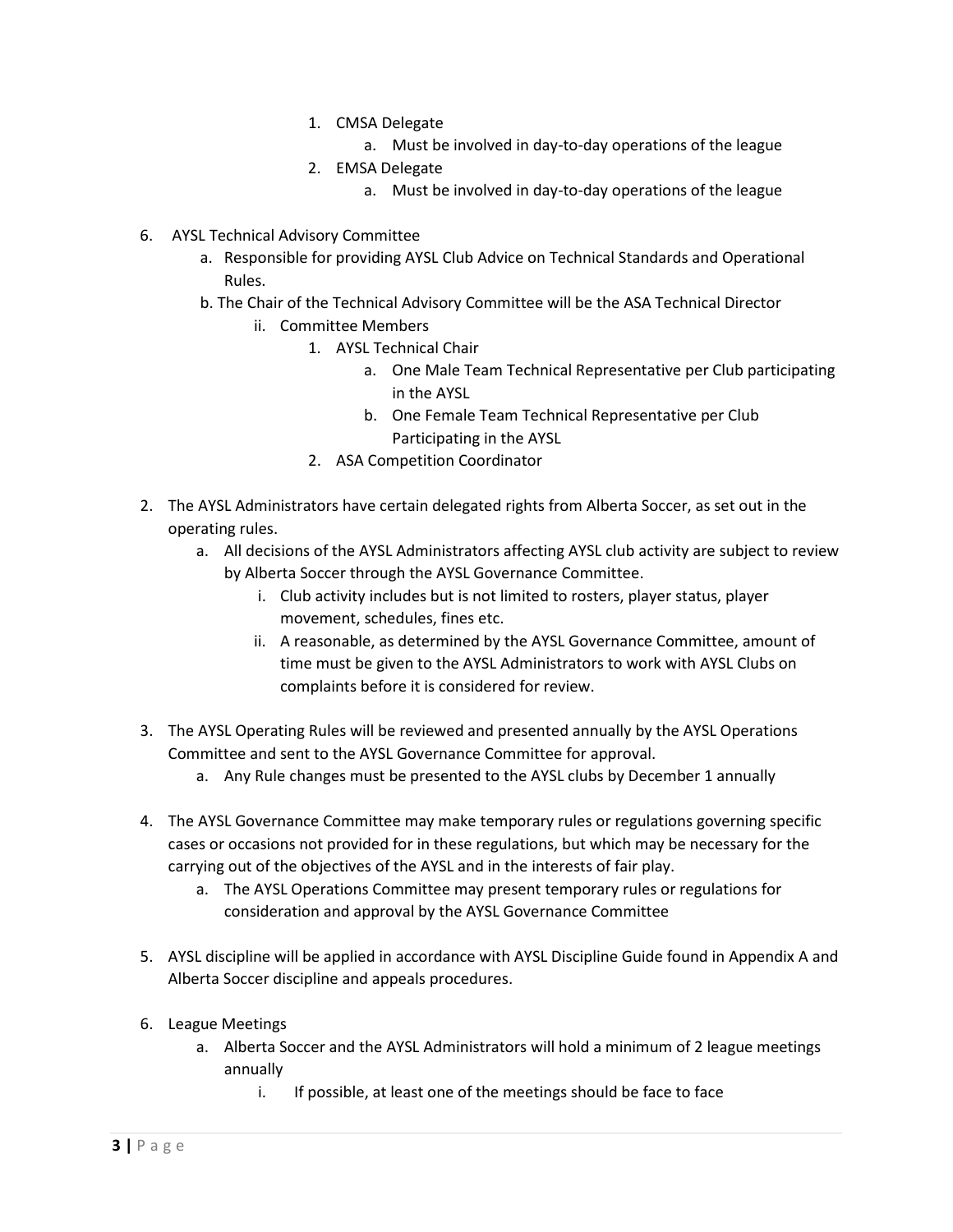1. CMSA Delegate
    a. Must be involved in day-to-day operations of the league
2. EMSA Delegate
    a. Must be involved in day-to-day operations of the league

6. AYSL Technical Advisory Committee
    a. Responsible for providing AYSL Club Advice on Technical Standards and Operational Rules.
    b. The Chair of the Technical Advisory Committee will be the ASA Technical Director
        ii. Committee Members
            1. AYSL Technical Chair
                a. One Male Team Technical Representative per Club participating in the AYSL
                b. One Female Team Technical Representative per Club Participating in the AYSL
            2. ASA Competition Coordinator

2. The AYSL Administrators have certain delegated rights from Alberta Soccer, as set out in the operating rules.
    a. All decisions of the AYSL Administrators affecting AYSL club activity are subject to review by Alberta Soccer through the AYSL Governance Committee.
        i. Club activity includes but is not limited to rosters, player status, player movement, schedules, fines etc.
        ii. A reasonable, as determined by the AYSL Governance Committee, amount of time must be given to the AYSL Administrators to work with AYSL Clubs on complaints before it is considered for review.

3. The AYSL Operating Rules will be reviewed and presented annually by the AYSL Operations Committee and sent to the AYSL Governance Committee for approval.
    a. Any Rule changes must be presented to the AYSL clubs by December 1 annually

4. The AYSL Governance Committee may make temporary rules or regulations governing specific cases or occasions not provided for in these regulations, but which may be necessary for the carrying out of the objectives of the AYSL and in the interests of fair play.
    a. The AYSL Operations Committee may present temporary rules or regulations for consideration and approval by the AYSL Governance Committee

5. AYSL discipline will be applied in accordance with AYSL Discipline Guide found in Appendix A and Alberta Soccer discipline and appeals procedures.

6. League Meetings
    a. Alberta Soccer and the AYSL Administrators will hold a minimum of 2 league meetings annually
        i. If possible, at least one of the meetings should be face to face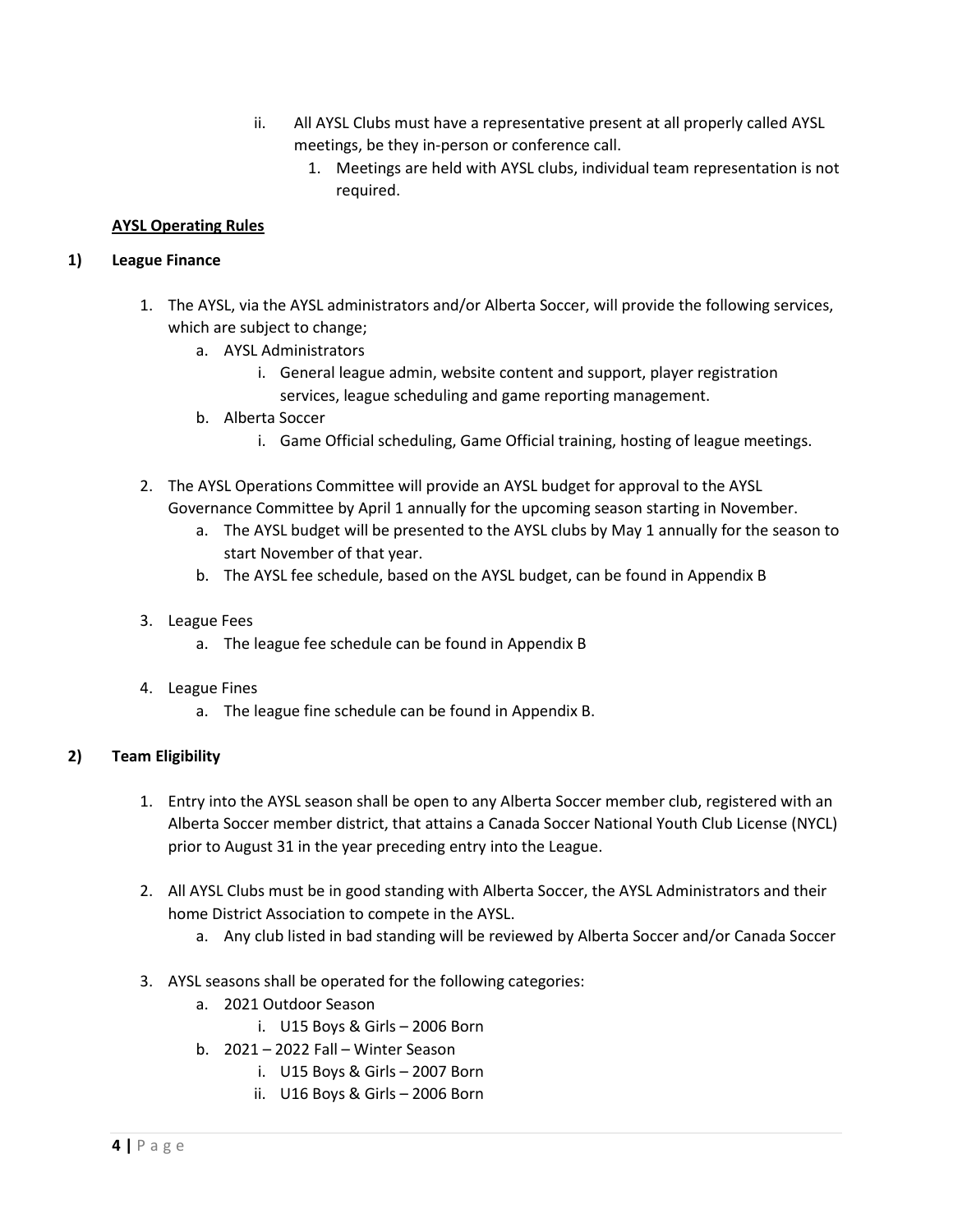ii. All AYSL Clubs must have a representative present at all properly called AYSL meetings, be they in-person or conference call.
   1. Meetings are held with AYSL clubs, individual team representation is not required.

**AYSL Operating Rules**

**1) League Finance**

1. The AYSL, via the AYSL administrators and/or Alberta Soccer, will provide the following services, which are subject to change;
   a. AYSL Administrators
      i. General league admin, website content and support, player registration services, league scheduling and game reporting management.
   b. Alberta Soccer
      i. Game Official scheduling, Game Official training, hosting of league meetings.

2. The AYSL Operations Committee will provide an AYSL budget for approval to the AYSL Governance Committee by April 1 annually for the upcoming season starting in November.
   a. The AYSL budget will be presented to the AYSL clubs by May 1 annually for the season to start November of that year.
   b. The AYSL fee schedule, based on the AYSL budget, can be found in Appendix B

3. League Fees
   a. The league fee schedule can be found in Appendix B

4. League Fines
   a. The league fine schedule can be found in Appendix B.

**2) Team Eligibility**

1. Entry into the AYSL season shall be open to any Alberta Soccer member club, registered with an Alberta Soccer member district, that attains a Canada Soccer National Youth Club License (NYCL) prior to August 31 in the year preceding entry into the League.

2. All AYSL Clubs must be in good standing with Alberta Soccer, the AYSL Administrators and their home District Association to compete in the AYSL.
   a. Any club listed in bad standing will be reviewed by Alberta Soccer and/or Canada Soccer

3. AYSL seasons shall be operated for the following categories:
   a. 2021 Outdoor Season
      i. U15 Boys & Girls – 2006 Born
   b. 2021 – 2022 Fall – Winter Season
      i. U15 Boys & Girls – 2007 Born
      ii. U16 Boys & Girls – 2006 Born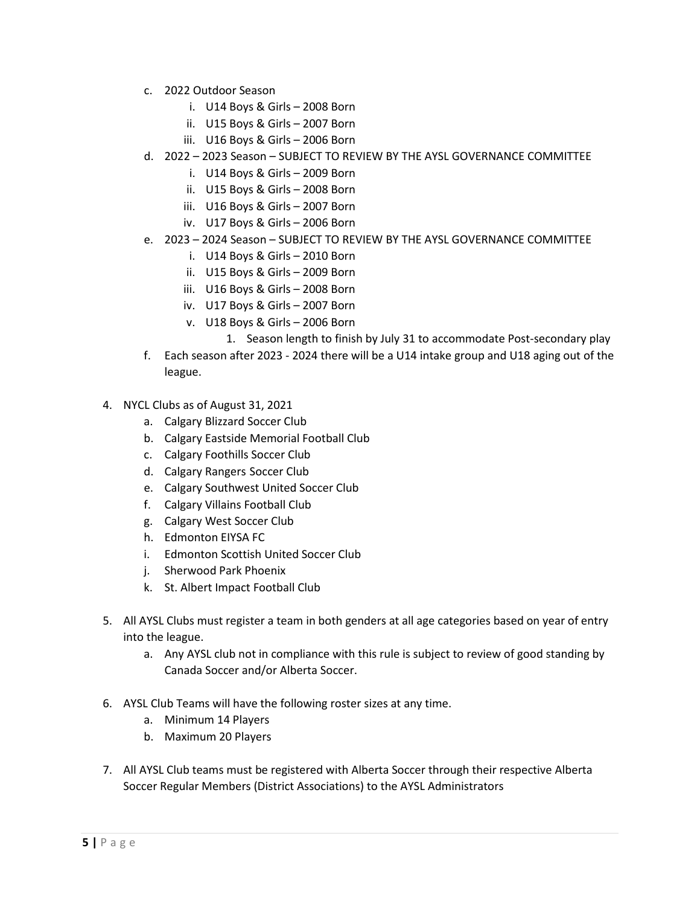c. 2022 Outdoor Season
   i. U14 Boys & Girls – 2008 Born
   ii. U15 Boys & Girls – 2007 Born
   iii. U16 Boys & Girls – 2006 Born
d. 2022 – 2023 Season – SUBJECT TO REVIEW BY THE AYSL GOVERNANCE COMMITTEE
   i. U14 Boys & Girls – 2009 Born
   ii. U15 Boys & Girls – 2008 Born
   iii. U16 Boys & Girls – 2007 Born
   iv. U17 Boys & Girls – 2006 Born
e. 2023 – 2024 Season – SUBJECT TO REVIEW BY THE AYSL GOVERNANCE COMMITTEE
   i. U14 Boys & Girls – 2010 Born
   ii. U15 Boys & Girls – 2009 Born
   iii. U16 Boys & Girls – 2008 Born
   iv. U17 Boys & Girls – 2007 Born
   v. U18 Boys & Girls – 2006 Born
      1. Season length to finish by July 31 to accommodate Post-secondary play
f. Each season after 2023 - 2024 there will be a U14 intake group and U18 aging out of the league.

4. NYCL Clubs as of August 31, 2021
   a. Calgary Blizzard Soccer Club
   b. Calgary Eastside Memorial Football Club
   c. Calgary Foothills Soccer Club
   d. Calgary Rangers Soccer Club
   e. Calgary Southwest United Soccer Club
   f. Calgary Villains Football Club
   g. Calgary West Soccer Club
   h. Edmonton EIYSA FC
   i. Edmonton Scottish United Soccer Club
   j. Sherwood Park Phoenix
   k. St. Albert Impact Football Club

5. All AYSL Clubs must register a team in both genders at all age categories based on year of entry into the league.
   a. Any AYSL club not in compliance with this rule is subject to review of good standing by Canada Soccer and/or Alberta Soccer.

6. AYSL Club Teams will have the following roster sizes at any time.
   a. Minimum 14 Players
   b. Maximum 20 Players

7. All AYSL Club teams must be registered with Alberta Soccer through their respective Alberta Soccer Regular Members (District Associations) to the AYSL Administrators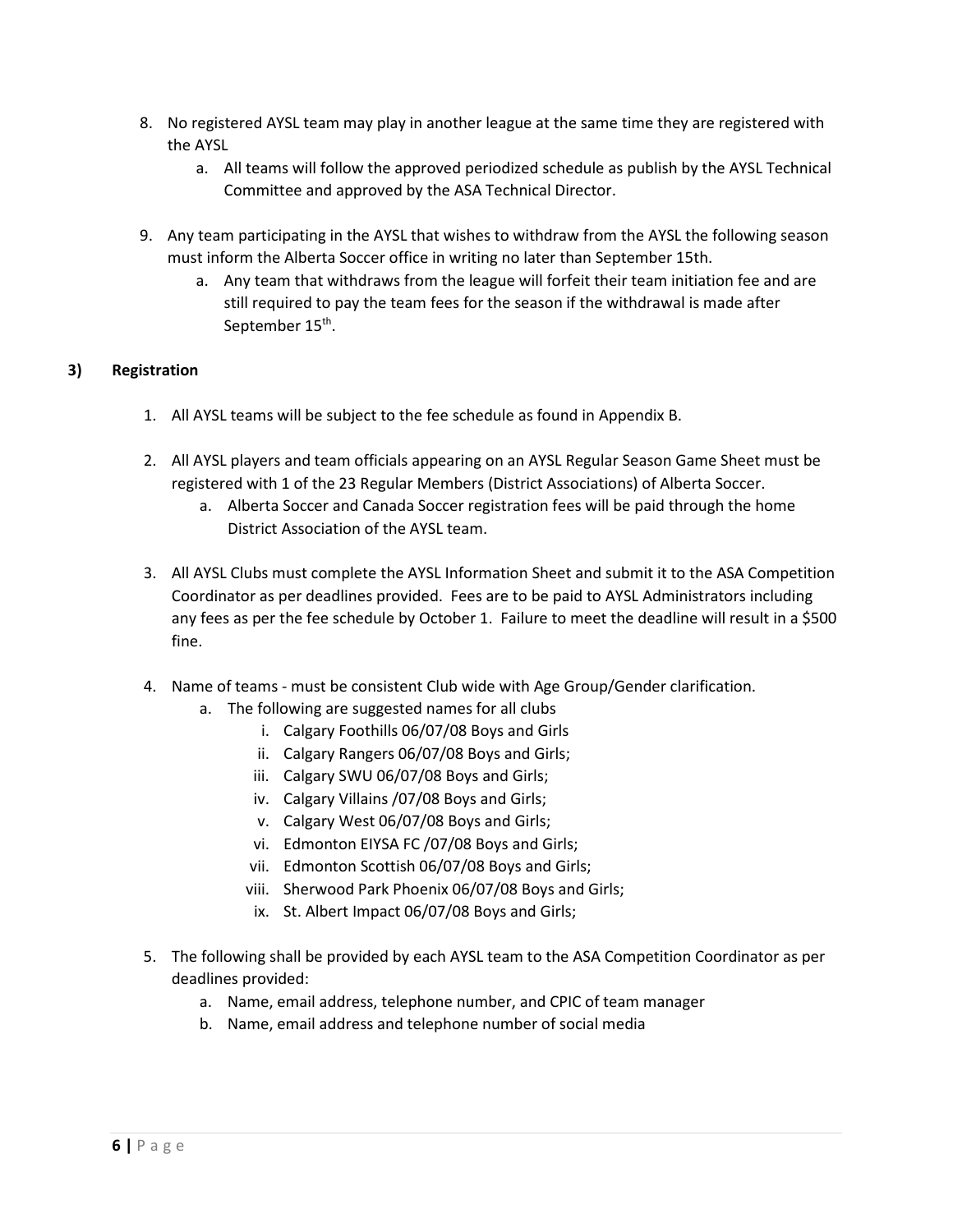8. No registered AYSL team may play in another league at the same time they are registered with the AYSL
    a. All teams will follow the approved periodized schedule as publish by the AYSL Technical Committee and approved by the ASA Technical Director.

9. Any team participating in the AYSL that wishes to withdraw from the AYSL the following season must inform the Alberta Soccer office in writing no later than September 15th.
    a. Any team that withdraws from the league will forfeit their team initiation fee and are still required to pay the team fees for the season if the withdrawal is made after September 15th.

## 3) Registration

1. All AYSL teams will be subject to the fee schedule as found in Appendix B.

2. All AYSL players and team officials appearing on an AYSL Regular Season Game Sheet must be registered with 1 of the 23 Regular Members (District Associations) of Alberta Soccer.
    a. Alberta Soccer and Canada Soccer registration fees will be paid through the home District Association of the AYSL team.

3. All AYSL Clubs must complete the AYSL Information Sheet and submit it to the ASA Competition Coordinator as per deadlines provided. Fees are to be paid to AYSL Administrators including any fees as per the fee schedule by October 1. Failure to meet the deadline will result in a $500 fine.

4. Name of teams - must be consistent Club wide with Age Group/Gender clarification.
    a. The following are suggested names for all clubs
        i. Calgary Foothills 06/07/08 Boys and Girls
        ii. Calgary Rangers 06/07/08 Boys and Girls;
        iii. Calgary SWU 06/07/08 Boys and Girls;
        iv. Calgary Villains /07/08 Boys and Girls;
        v. Calgary West 06/07/08 Boys and Girls;
        vi. Edmonton EIYSA FC /07/08 Boys and Girls;
        vii. Edmonton Scottish 06/07/08 Boys and Girls;
        viii. Sherwood Park Phoenix 06/07/08 Boys and Girls;
        ix. St. Albert Impact 06/07/08 Boys and Girls;

5. The following shall be provided by each AYSL team to the ASA Competition Coordinator as per deadlines provided:
    a. Name, email address, telephone number, and CPIC of team manager
    b. Name, email address and telephone number of social media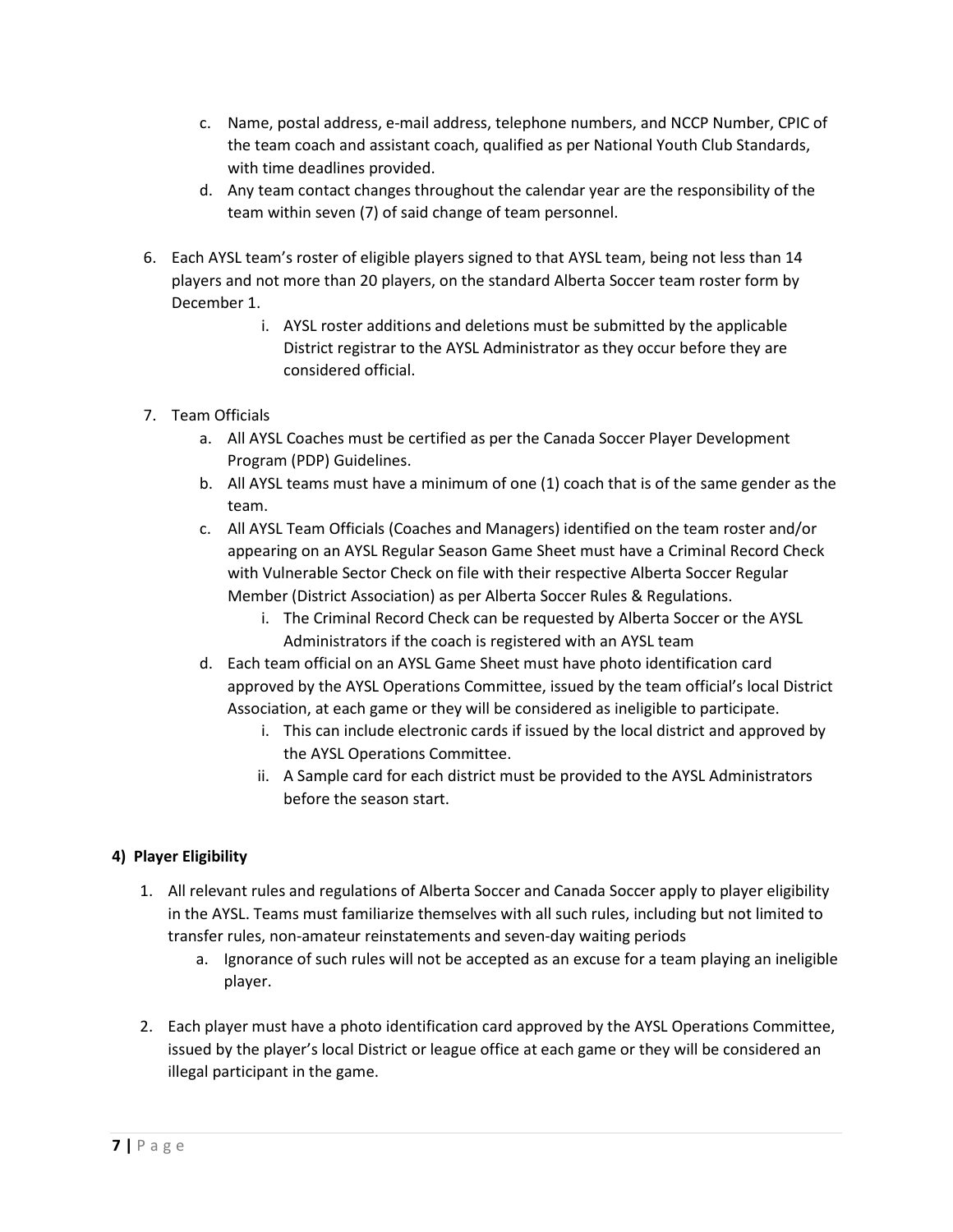c. Name, postal address, e-mail address, telephone numbers, and NCCP Number, CPIC of the team coach and assistant coach, qualified as per National Youth Club Standards, with time deadlines provided.
d. Any team contact changes throughout the calendar year are the responsibility of the team within seven (7) of said change of team personnel.

6. Each AYSL team's roster of eligible players signed to that AYSL team, being not less than 14 players and not more than 20 players, on the standard Alberta Soccer team roster form by December 1.
   i. AYSL roster additions and deletions must be submitted by the applicable District registrar to the AYSL Administrator as they occur before they are considered official.

7. Team Officials
   a. All AYSL Coaches must be certified as per the Canada Soccer Player Development Program (PDP) Guidelines.
   b. All AYSL teams must have a minimum of one (1) coach that is of the same gender as the team.
   c. All AYSL Team Officials (Coaches and Managers) identified on the team roster and/or appearing on an AYSL Regular Season Game Sheet must have a Criminal Record Check with Vulnerable Sector Check on file with their respective Alberta Soccer Regular Member (District Association) as per Alberta Soccer Rules & Regulations.
      i. The Criminal Record Check can be requested by Alberta Soccer or the AYSL Administrators if the coach is registered with an AYSL team
   d. Each team official on an AYSL Game Sheet must have photo identification card approved by the AYSL Operations Committee, issued by the team official's local District Association, at each game or they will be considered as ineligible to participate.
      i. This can include electronic cards if issued by the local district and approved by the AYSL Operations Committee.
      ii. A Sample card for each district must be provided to the AYSL Administrators before the season start.

**4) Player Eligibility**

1. All relevant rules and regulations of Alberta Soccer and Canada Soccer apply to player eligibility in the AYSL. Teams must familiarize themselves with all such rules, including but not limited to transfer rules, non-amateur reinstatements and seven-day waiting periods
   a. Ignorance of such rules will not be accepted as an excuse for a team playing an ineligible player.

2. Each player must have a photo identification card approved by the AYSL Operations Committee, issued by the player's local District or league office at each game or they will be considered an illegal participant in the game.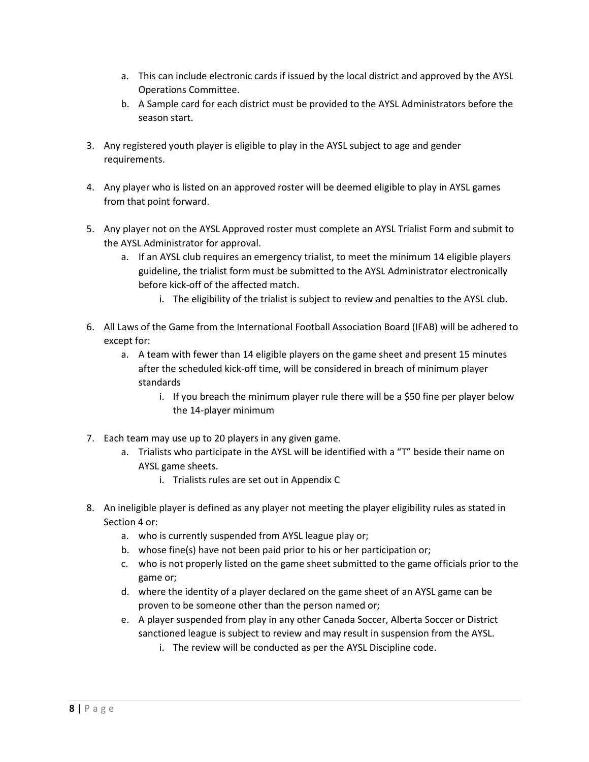a. This can include electronic cards if issued by the local district and approved by the AYSL Operations Committee.
   b. A Sample card for each district must be provided to the AYSL Administrators before the season start.

3. Any registered youth player is eligible to play in the AYSL subject to age and gender requirements.

4. Any player who is listed on an approved roster will be deemed eligible to play in AYSL games from that point forward.

5. Any player not on the AYSL Approved roster must complete an AYSL Trialist Form and submit to the AYSL Administrator for approval.
   a. If an AYSL club requires an emergency trialist, to meet the minimum 14 eligible players guideline, the trialist form must be submitted to the AYSL Administrator electronically before kick-off of the affected match.
      i. The eligibility of the trialist is subject to review and penalties to the AYSL club.

6. All Laws of the Game from the International Football Association Board (IFAB) will be adhered to except for:
   a. A team with fewer than 14 eligible players on the game sheet and present 15 minutes after the scheduled kick-off time, will be considered in breach of minimum player standards
      i. If you breach the minimum player rule there will be a $50 fine per player below the 14-player minimum

7. Each team may use up to 20 players in any given game.
   a. Trialists who participate in the AYSL will be identified with a "T" beside their name on AYSL game sheets.
      i. Trialists rules are set out in Appendix C

8. An ineligible player is defined as any player not meeting the player eligibility rules as stated in Section 4 or:
   a. who is currently suspended from AYSL league play or;
   b. whose fine(s) have not been paid prior to his or her participation or;
   c. who is not properly listed on the game sheet submitted to the game officials prior to the game or;
   d. where the identity of a player declared on the game sheet of an AYSL game can be proven to be someone other than the person named or;
   e. A player suspended from play in any other Canada Soccer, Alberta Soccer or District sanctioned league is subject to review and may result in suspension from the AYSL.
      i. The review will be conducted as per the AYSL Discipline code.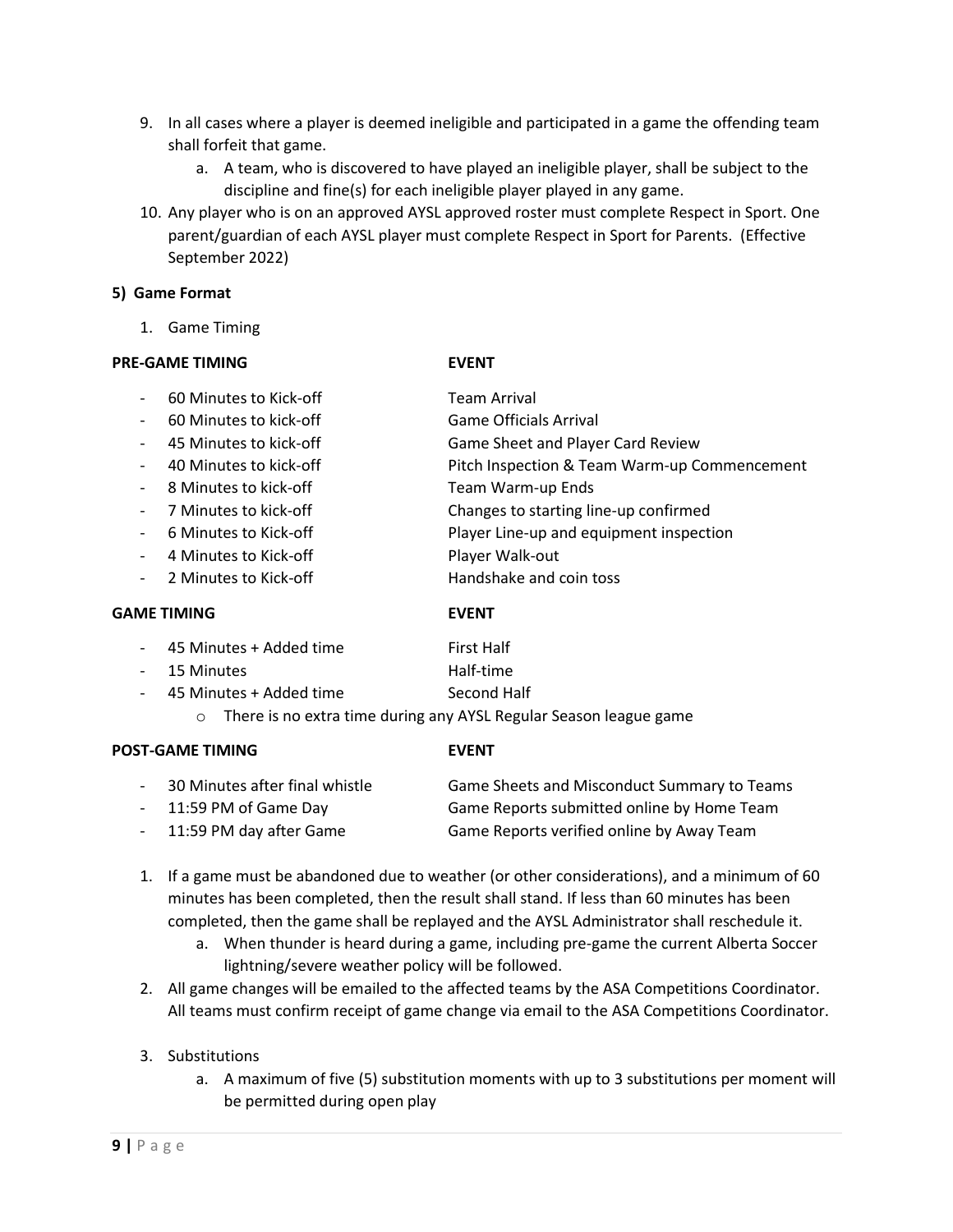9. In all cases where a player is deemed ineligible and participated in a game the offending team shall forfeit that game.
    a. A team, who is discovered to have played an ineligible player, shall be subject to the discipline and fine(s) for each ineligible player played in any game.
10. Any player who is on an approved AYSL approved roster must complete Respect in Sport. One parent/guardian of each AYSL player must complete Respect in Sport for Parents. (Effective September 2022)

**5) Game Format**

1. Game Timing

| PRE-GAME TIMING | EVENT |
|---|---|
| - 60 Minutes to Kick-off | Team Arrival |
| - 60 Minutes to kick-off | Game Officials Arrival |
| - 45 Minutes to kick-off | Game Sheet and Player Card Review |
| - 40 Minutes to kick-off | Pitch Inspection & Team Warm-up Commencement |
| - 8 Minutes to kick-off | Team Warm-up Ends |
| - 7 Minutes to kick-off | Changes to starting line-up confirmed |
| - 6 Minutes to Kick-off | Player Line-up and equipment inspection |
| - 4 Minutes to Kick-off | Player Walk-out |
| - 2 Minutes to Kick-off | Handshake and coin toss |

| GAME TIMING | EVENT |
|---|---|
| - 45 Minutes + Added time | First Half |
| - 15 Minutes | Half-time |
| - 45 Minutes + Added time | Second Half |

- There is no extra time during any AYSL Regular Season league game

| POST-GAME TIMING | EVENT |
|---|---|
| - 30 Minutes after final whistle | Game Sheets and Misconduct Summary to Teams |
| - 11:59 PM of Game Day | Game Reports submitted online by Home Team |
| - 11:59 PM day after Game | Game Reports verified online by Away Team |

1. If a game must be abandoned due to weather (or other considerations), and a minimum of 60 minutes has been completed, then the result shall stand. If less than 60 minutes has been completed, then the game shall be replayed and the AYSL Administrator shall reschedule it.
    a. When thunder is heard during a game, including pre-game the current Alberta Soccer lightning/severe weather policy will be followed.
2. All game changes will be emailed to the affected teams by the ASA Competitions Coordinator. All teams must confirm receipt of game change via email to the ASA Competitions Coordinator.
3. Substitutions
    a. A maximum of five (5) substitution moments with up to 3 substitutions per moment will be permitted during open play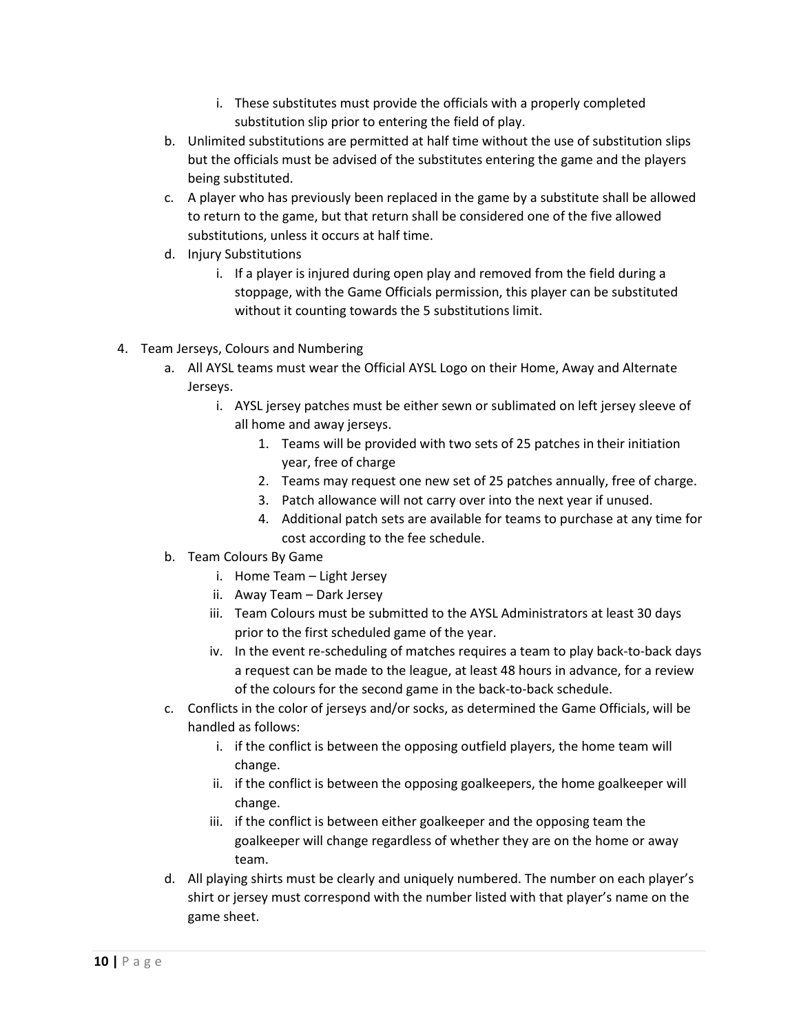i. These substitutes must provide the officials with a properly completed substitution slip prior to entering the field of play.

   b. Unlimited substitutions are permitted at half time without the use of substitution slips but the officials must be advised of the substitutes entering the game and the players being substituted.
   c. A player who has previously been replaced in the game by a substitute shall be allowed to return to the game, but that return shall be considered one of the five allowed substitutions, unless it occurs at half time.
   d. Injury Substitutions
      i. If a player is injured during open play and removed from the field during a stoppage, with the Game Officials permission, this player can be substituted without it counting towards the 5 substitutions limit.

4. Team Jerseys, Colours and Numbering
   a. All AYSL teams must wear the Official AYSL Logo on their Home, Away and Alternate Jerseys.
      i. AYSL jersey patches must be either sewn or sublimated on left jersey sleeve of all home and away jerseys.
         1. Teams will be provided with two sets of 25 patches in their initiation year, free of charge
         2. Teams may request one new set of 25 patches annually, free of charge.
         3. Patch allowance will not carry over into the next year if unused.
         4. Additional patch sets are available for teams to purchase at any time for cost according to the fee schedule.
   b. Team Colours By Game
      i. Home Team – Light Jersey
      ii. Away Team – Dark Jersey
      iii. Team Colours must be submitted to the AYSL Administrators at least 30 days prior to the first scheduled game of the year.
      iv. In the event re-scheduling of matches requires a team to play back-to-back days a request can be made to the league, at least 48 hours in advance, for a review of the colours for the second game in the back-to-back schedule.
   c. Conflicts in the color of jerseys and/or socks, as determined the Game Officials, will be handled as follows:
      i. if the conflict is between the opposing outfield players, the home team will change.
      ii. if the conflict is between the opposing goalkeepers, the home goalkeeper will change.
      iii. if the conflict is between either goalkeeper and the opposing team the goalkeeper will change regardless of whether they are on the home or away team.
   d. All playing shirts must be clearly and uniquely numbered. The number on each player's shirt or jersey must correspond with the number listed with that player's name on the game sheet.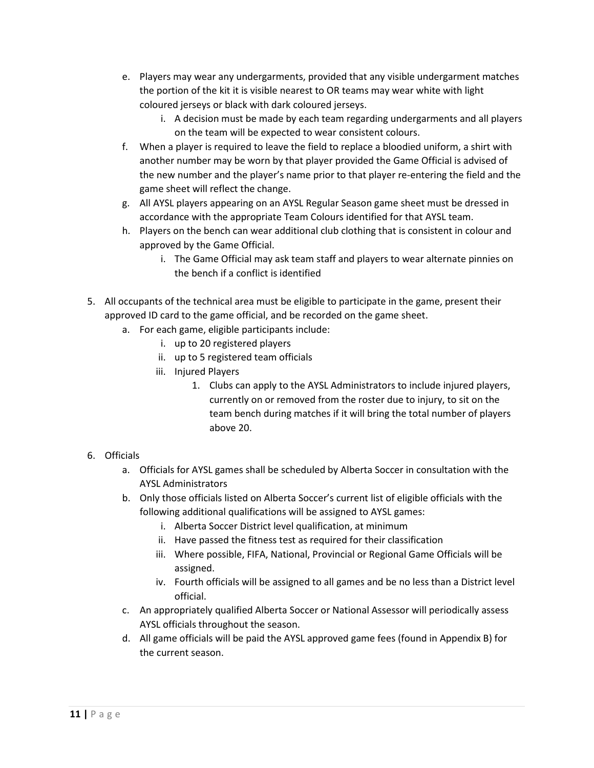e. Players may wear any undergarments, provided that any visible undergarment matches the portion of the kit it is visible nearest to OR teams may wear white with light coloured jerseys or black with dark coloured jerseys.
    i. A decision must be made by each team regarding undergarments and all players on the team will be expected to wear consistent colours.

f. When a player is required to leave the field to replace a bloodied uniform, a shirt with another number may be worn by that player provided the Game Official is advised of the new number and the player's name prior to that player re-entering the field and the game sheet will reflect the change.

g. All AYSL players appearing on an AYSL Regular Season game sheet must be dressed in accordance with the appropriate Team Colours identified for that AYSL team.

h. Players on the bench can wear additional club clothing that is consistent in colour and approved by the Game Official.
    i. The Game Official may ask team staff and players to wear alternate pinnies on the bench if a conflict is identified

5. All occupants of the technical area must be eligible to participate in the game, present their approved ID card to the game official, and be recorded on the game sheet.
    a. For each game, eligible participants include:
        i. up to 20 registered players
        ii. up to 5 registered team officials
        iii. Injured Players
            1. Clubs can apply to the AYSL Administrators to include injured players, currently on or removed from the roster due to injury, to sit on the team bench during matches if it will bring the total number of players above 20.

6. Officials
    a. Officials for AYSL games shall be scheduled by Alberta Soccer in consultation with the AYSL Administrators
    b. Only those officials listed on Alberta Soccer's current list of eligible officials with the following additional qualifications will be assigned to AYSL games:
        i. Alberta Soccer District level qualification, at minimum
        ii. Have passed the fitness test as required for their classification
        iii. Where possible, FIFA, National, Provincial or Regional Game Officials will be assigned.
        iv. Fourth officials will be assigned to all games and be no less than a District level official.
    c. An appropriately qualified Alberta Soccer or National Assessor will periodically assess AYSL officials throughout the season.
    d. All game officials will be paid the AYSL approved game fees (found in Appendix B) for the current season.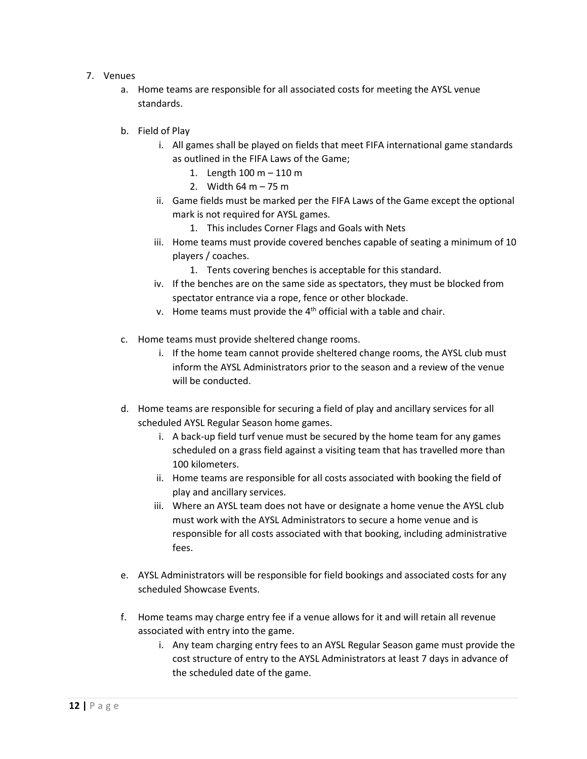7. Venues
    a. Home teams are responsible for all associated costs for meeting the AYSL venue standards.

    b. Field of Play
        i. All games shall be played on fields that meet FIFA international game standards as outlined in the FIFA Laws of the Game;
            1. Length 100 m – 110 m
            2. Width 64 m – 75 m
        ii. Game fields must be marked per the FIFA Laws of the Game except the optional mark is not required for AYSL games.
            1. This includes Corner Flags and Goals with Nets
        iii. Home teams must provide covered benches capable of seating a minimum of 10 players / coaches.
            1. Tents covering benches is acceptable for this standard.
        iv. If the benches are on the same side as spectators, they must be blocked from spectator entrance via a rope, fence or other blockade.
        v. Home teams must provide the 4th official with a table and chair.

    c. Home teams must provide sheltered change rooms.
        i. If the home team cannot provide sheltered change rooms, the AYSL club must inform the AYSL Administrators prior to the season and a review of the venue will be conducted.

    d. Home teams are responsible for securing a field of play and ancillary services for all scheduled AYSL Regular Season home games.
        i. A back-up field turf venue must be secured by the home team for any games scheduled on a grass field against a visiting team that has travelled more than 100 kilometers.
        ii. Home teams are responsible for all costs associated with booking the field of play and ancillary services.
        iii. Where an AYSL team does not have or designate a home venue the AYSL club must work with the AYSL Administrators to secure a home venue and is responsible for all costs associated with that booking, including administrative fees.

    e. AYSL Administrators will be responsible for field bookings and associated costs for any scheduled Showcase Events.

    f. Home teams may charge entry fee if a venue allows for it and will retain all revenue associated with entry into the game.
        i. Any team charging entry fees to an AYSL Regular Season game must provide the cost structure of entry to the AYSL Administrators at least 7 days in advance of the scheduled date of the game.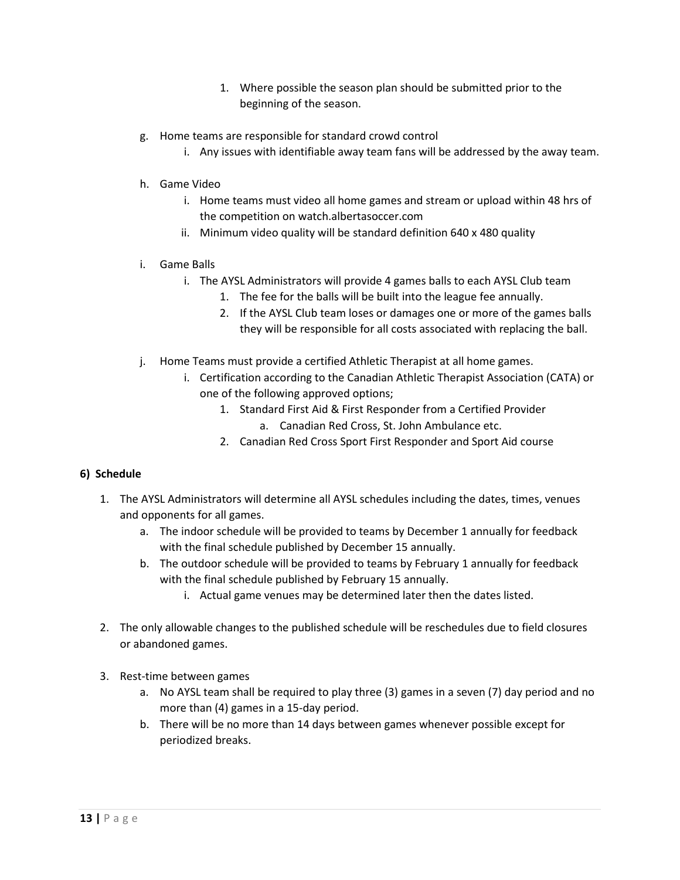1. Where possible the season plan should be submitted prior to the beginning of the season.

g. Home teams are responsible for standard crowd control
   i. Any issues with identifiable away team fans will be addressed by the away team.

h. Game Video
   i. Home teams must video all home games and stream or upload within 48 hrs of the competition on watch.albertasoccer.com
   ii. Minimum video quality will be standard definition 640 x 480 quality

i. Game Balls
   i. The AYSL Administrators will provide 4 games balls to each AYSL Club team
      1. The fee for the balls will be built into the league fee annually.
      2. If the AYSL Club team loses or damages one or more of the games balls they will be responsible for all costs associated with replacing the ball.

j. Home Teams must provide a certified Athletic Therapist at all home games.
   i. Certification according to the Canadian Athletic Therapist Association (CATA) or one of the following approved options;
      1. Standard First Aid & First Responder from a Certified Provider
         a. Canadian Red Cross, St. John Ambulance etc.
      2. Canadian Red Cross Sport First Responder and Sport Aid course

**6) Schedule**

1. The AYSL Administrators will determine all AYSL schedules including the dates, times, venues and opponents for all games.
   a. The indoor schedule will be provided to teams by December 1 annually for feedback with the final schedule published by December 15 annually.
   b. The outdoor schedule will be provided to teams by February 1 annually for feedback with the final schedule published by February 15 annually.
      i. Actual game venues may be determined later then the dates listed.

2. The only allowable changes to the published schedule will be reschedules due to field closures or abandoned games.

3. Rest-time between games
   a. No AYSL team shall be required to play three (3) games in a seven (7) day period and no more than (4) games in a 15-day period.
   b. There will be no more than 14 days between games whenever possible except for periodized breaks.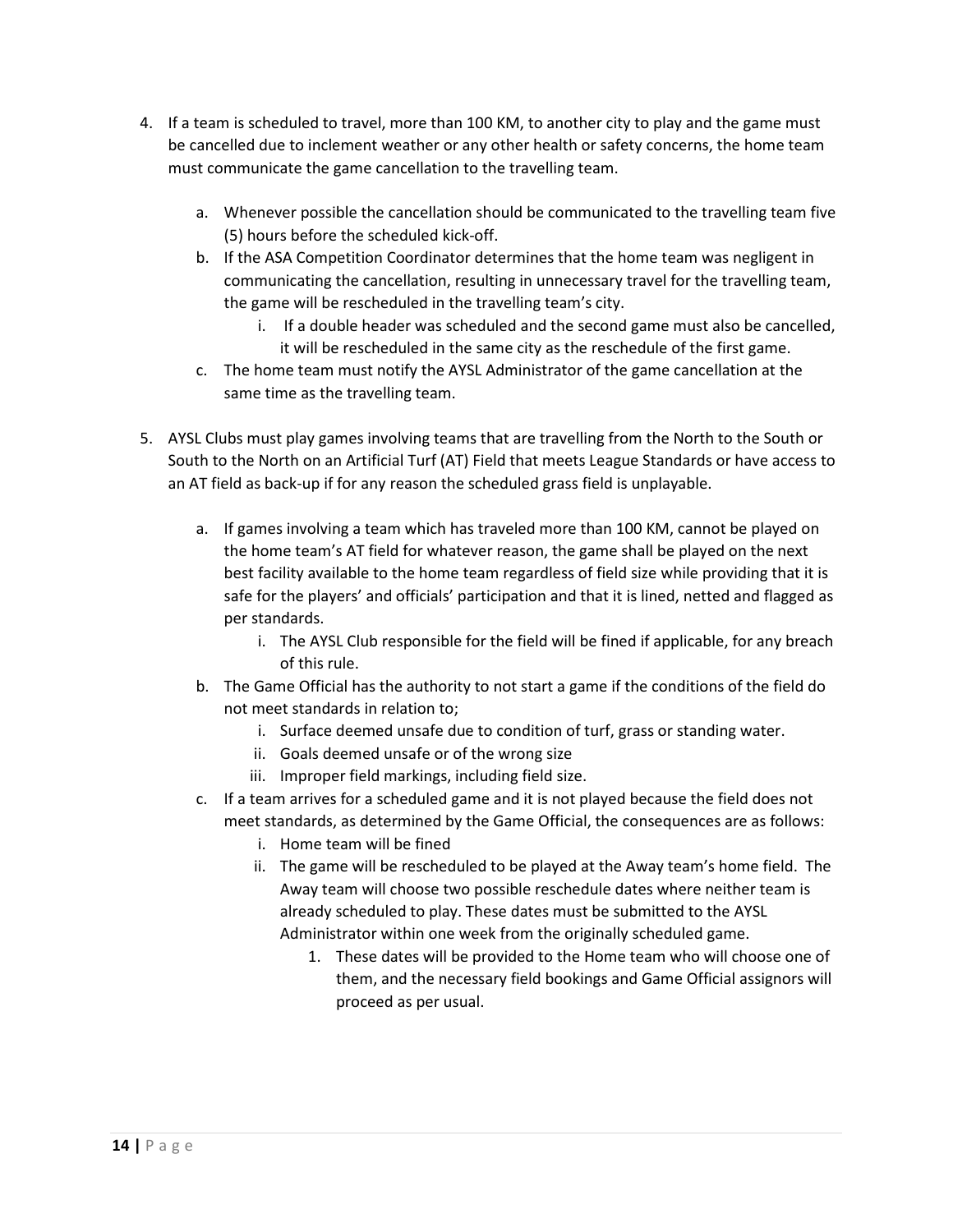4. If a team is scheduled to travel, more than 100 KM, to another city to play and the game must be cancelled due to inclement weather or any other health or safety concerns, the home team must communicate the game cancellation to the travelling team.

    a. Whenever possible the cancellation should be communicated to the travelling team five (5) hours before the scheduled kick-off.
    b. If the ASA Competition Coordinator determines that the home team was negligent in communicating the cancellation, resulting in unnecessary travel for the travelling team, the game will be rescheduled in the travelling team's city.
        i. If a double header was scheduled and the second game must also be cancelled, it will be rescheduled in the same city as the reschedule of the first game.
    c. The home team must notify the AYSL Administrator of the game cancellation at the same time as the travelling team.

5. AYSL Clubs must play games involving teams that are travelling from the North to the South or South to the North on an Artificial Turf (AT) Field that meets League Standards or have access to an AT field as back-up if for any reason the scheduled grass field is unplayable.

    a. If games involving a team which has traveled more than 100 KM, cannot be played on the home team's AT field for whatever reason, the game shall be played on the next best facility available to the home team regardless of field size while providing that it is safe for the players' and officials' participation and that it is lined, netted and flagged as per standards.
        i. The AYSL Club responsible for the field will be fined if applicable, for any breach of this rule.
    b. The Game Official has the authority to not start a game if the conditions of the field do not meet standards in relation to;
        i. Surface deemed unsafe due to condition of turf, grass or standing water.
        ii. Goals deemed unsafe or of the wrong size
        iii. Improper field markings, including field size.
    c. If a team arrives for a scheduled game and it is not played because the field does not meet standards, as determined by the Game Official, the consequences are as follows:
        i. Home team will be fined
        ii. The game will be rescheduled to be played at the Away team's home field. The Away team will choose two possible reschedule dates where neither team is already scheduled to play. These dates must be submitted to the AYSL Administrator within one week from the originally scheduled game.
            1. These dates will be provided to the Home team who will choose one of them, and the necessary field bookings and Game Official assignors will proceed as per usual.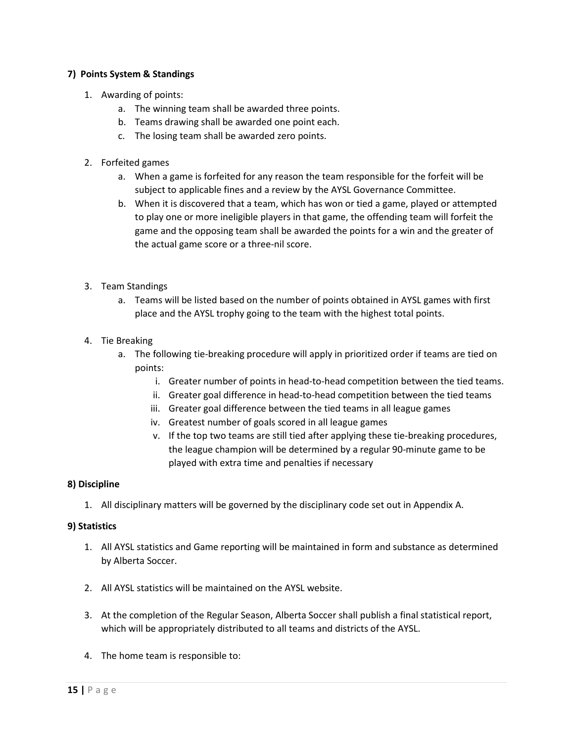**7) Points System & Standings**

1. Awarding of points:
    a. The winning team shall be awarded three points.
    b. Teams drawing shall be awarded one point each.
    c. The losing team shall be awarded zero points.

2. Forfeited games
    a. When a game is forfeited for any reason the team responsible for the forfeit will be subject to applicable fines and a review by the AYSL Governance Committee.
    b. When it is discovered that a team, which has won or tied a game, played or attempted to play one or more ineligible players in that game, the offending team will forfeit the game and the opposing team shall be awarded the points for a win and the greater of the actual game score or a three-nil score.

3. Team Standings
    a. Teams will be listed based on the number of points obtained in AYSL games with first place and the AYSL trophy going to the team with the highest total points.

4. Tie Breaking
    a. The following tie-breaking procedure will apply in prioritized order if teams are tied on points:
        i. Greater number of points in head-to-head competition between the tied teams.
        ii. Greater goal difference in head-to-head competition between the tied teams
        iii. Greater goal difference between the tied teams in all league games
        iv. Greatest number of goals scored in all league games
        v. If the top two teams are still tied after applying these tie-breaking procedures, the league champion will be determined by a regular 90-minute game to be played with extra time and penalties if necessary

**8) Discipline**

1. All disciplinary matters will be governed by the disciplinary code set out in Appendix A.

**9) Statistics**

1. All AYSL statistics and Game reporting will be maintained in form and substance as determined by Alberta Soccer.

2. All AYSL statistics will be maintained on the AYSL website.

3. At the completion of the Regular Season, Alberta Soccer shall publish a final statistical report, which will be appropriately distributed to all teams and districts of the AYSL.

4. The home team is responsible to: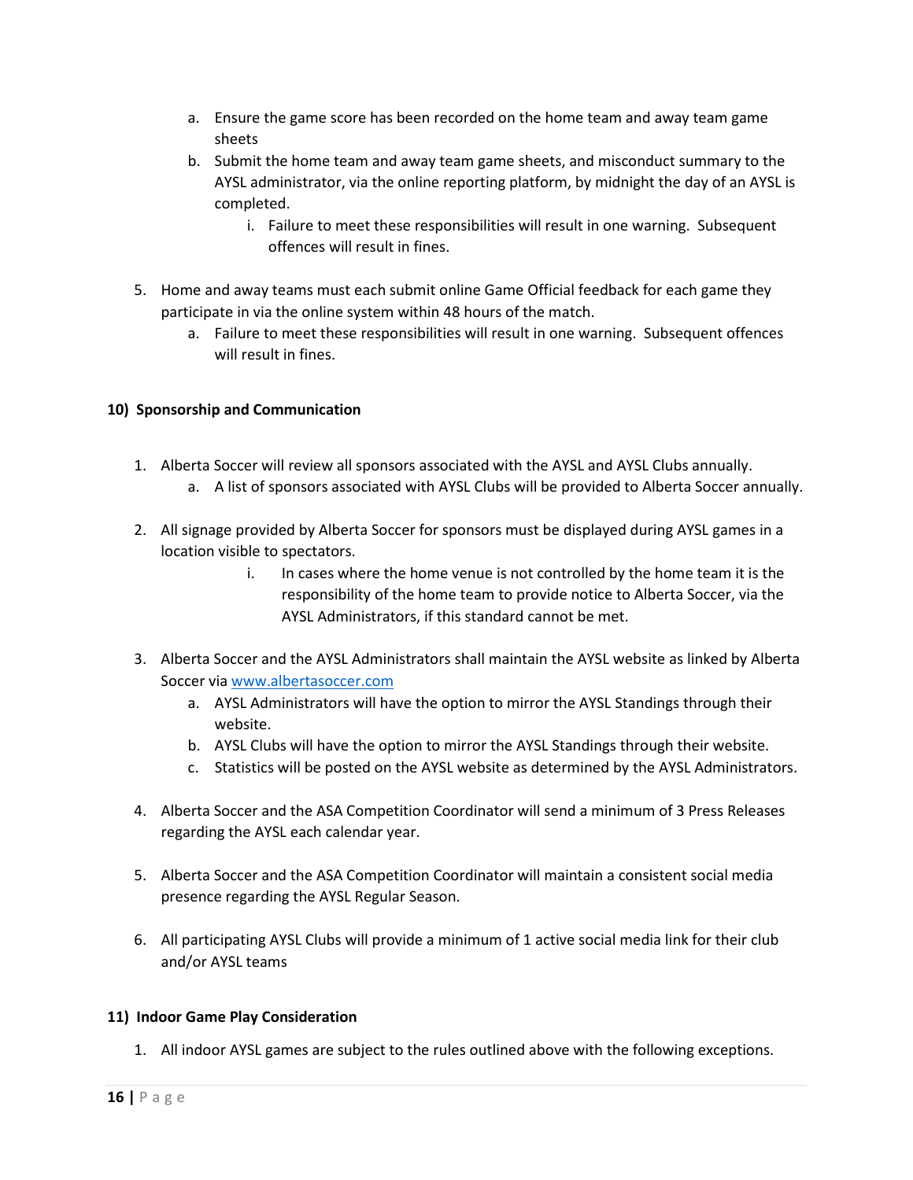a. Ensure the game score has been recorded on the home team and away team game sheets
   b. Submit the home team and away team game sheets, and misconduct summary to the AYSL administrator, via the online reporting platform, by midnight the day of an AYSL is completed.
      i. Failure to meet these responsibilities will result in one warning. Subsequent offences will result in fines.

5. Home and away teams must each submit online Game Official feedback for each game they participate in via the online system within 48 hours of the match.
   a. Failure to meet these responsibilities will result in one warning. Subsequent offences will result in fines.

**10) Sponsorship and Communication**

1. Alberta Soccer will review all sponsors associated with the AYSL and AYSL Clubs annually.
   a. A list of sponsors associated with AYSL Clubs will be provided to Alberta Soccer annually.

2. All signage provided by Alberta Soccer for sponsors must be displayed during AYSL games in a location visible to spectators.
      i. In cases where the home venue is not controlled by the home team it is the responsibility of the home team to provide notice to Alberta Soccer, via the AYSL Administrators, if this standard cannot be met.

3. Alberta Soccer and the AYSL Administrators shall maintain the AYSL website as linked by Alberta Soccer via www.albertasoccer.com
   a. AYSL Administrators will have the option to mirror the AYSL Standings through their website.
   b. AYSL Clubs will have the option to mirror the AYSL Standings through their website.
   c. Statistics will be posted on the AYSL website as determined by the AYSL Administrators.

4. Alberta Soccer and the ASA Competition Coordinator will send a minimum of 3 Press Releases regarding the AYSL each calendar year.

5. Alberta Soccer and the ASA Competition Coordinator will maintain a consistent social media presence regarding the AYSL Regular Season.

6. All participating AYSL Clubs will provide a minimum of 1 active social media link for their club and/or AYSL teams

**11) Indoor Game Play Consideration**

1. All indoor AYSL games are subject to the rules outlined above with the following exceptions.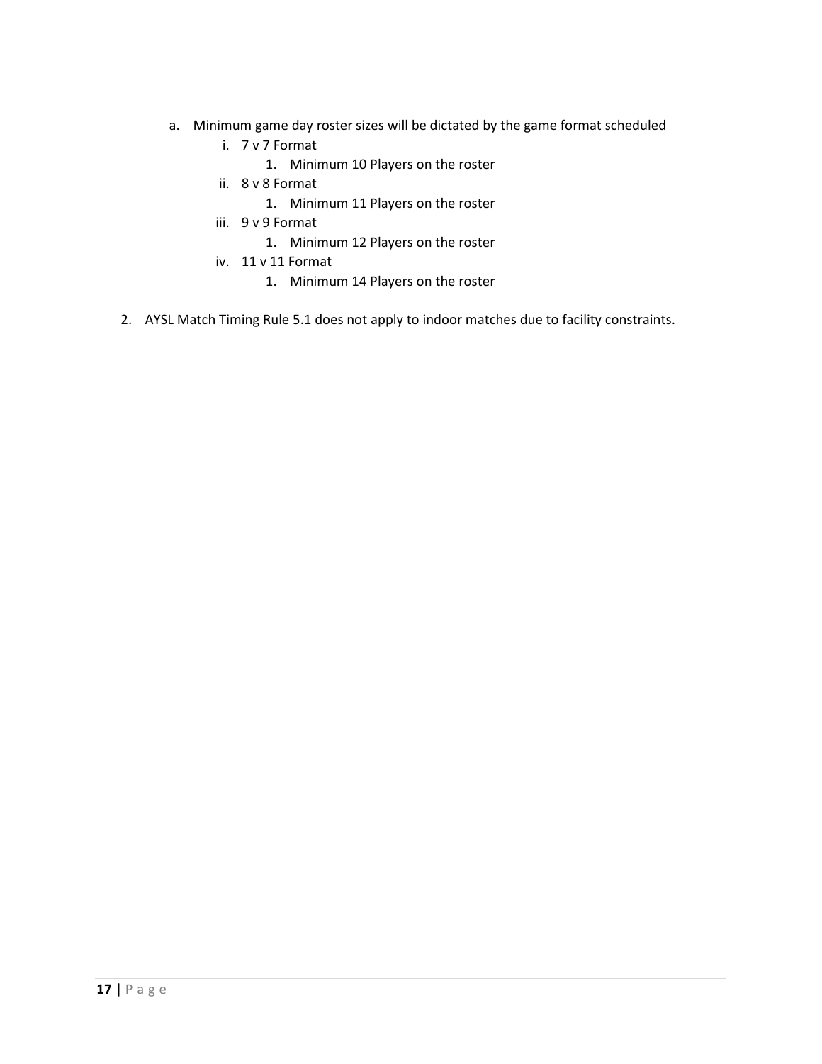a. Minimum game day roster sizes will be dictated by the game format scheduled
    i. 7 v 7 Format
        1. Minimum 10 Players on the roster
    ii. 8 v 8 Format
        1. Minimum 11 Players on the roster
    iii. 9 v 9 Format
        1. Minimum 12 Players on the roster
    iv. 11 v 11 Format
        1. Minimum 14 Players on the roster

2. AYSL Match Timing Rule 5.1 does not apply to indoor matches due to facility constraints.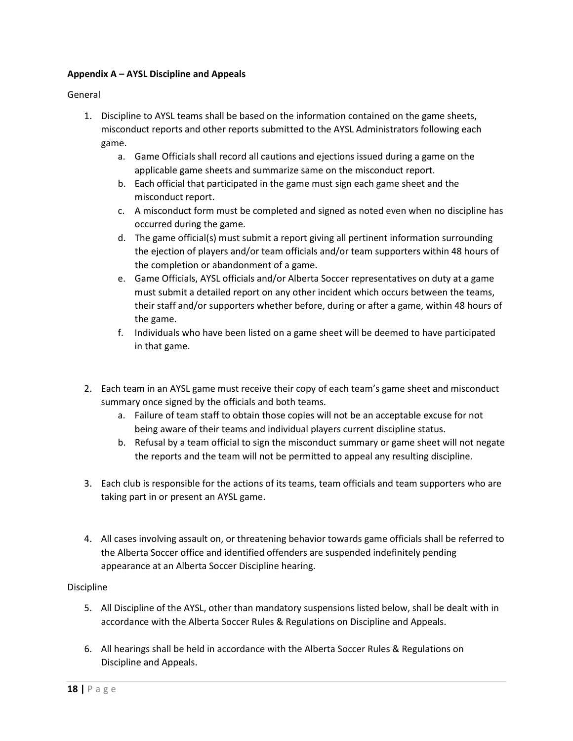**Appendix A – AYSL Discipline and Appeals**

General

1. Discipline to AYSL teams shall be based on the information contained on the game sheets, misconduct reports and other reports submitted to the AYSL Administrators following each game.
    a. Game Officials shall record all cautions and ejections issued during a game on the applicable game sheets and summarize same on the misconduct report.
    b. Each official that participated in the game must sign each game sheet and the misconduct report.
    c. A misconduct form must be completed and signed as noted even when no discipline has occurred during the game.
    d. The game official(s) must submit a report giving all pertinent information surrounding the ejection of players and/or team officials and/or team supporters within 48 hours of the completion or abandonment of a game.
    e. Game Officials, AYSL officials and/or Alberta Soccer representatives on duty at a game must submit a detailed report on any other incident which occurs between the teams, their staff and/or supporters whether before, during or after a game, within 48 hours of the game.
    f. Individuals who have been listed on a game sheet will be deemed to have participated in that game.

2. Each team in an AYSL game must receive their copy of each team's game sheet and misconduct summary once signed by the officials and both teams.
    a. Failure of team staff to obtain those copies will not be an acceptable excuse for not being aware of their teams and individual players current discipline status.
    b. Refusal by a team official to sign the misconduct summary or game sheet will not negate the reports and the team will not be permitted to appeal any resulting discipline.

3. Each club is responsible for the actions of its teams, team officials and team supporters who are taking part in or present an AYSL game.

4. All cases involving assault on, or threatening behavior towards game officials shall be referred to the Alberta Soccer office and identified offenders are suspended indefinitely pending appearance at an Alberta Soccer Discipline hearing.

Discipline

5. All Discipline of the AYSL, other than mandatory suspensions listed below, shall be dealt with in accordance with the Alberta Soccer Rules & Regulations on Discipline and Appeals.

6. All hearings shall be held in accordance with the Alberta Soccer Rules & Regulations on Discipline and Appeals.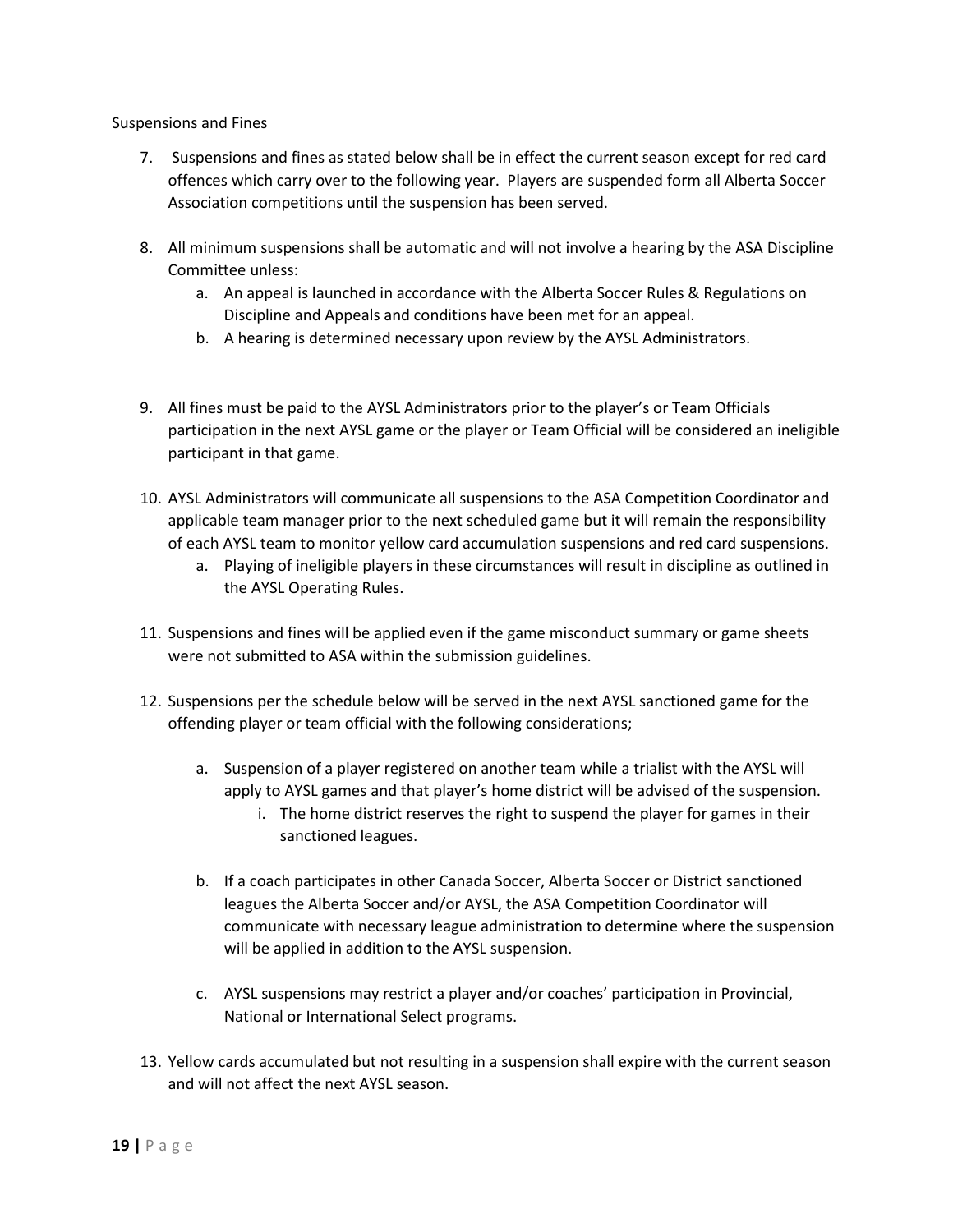Suspensions and Fines

7. Suspensions and fines as stated below shall be in effect the current season except for red card offences which carry over to the following year. Players are suspended form all Alberta Soccer Association competitions until the suspension has been served.

8. All minimum suspensions shall be automatic and will not involve a hearing by the ASA Discipline Committee unless:
   a. An appeal is launched in accordance with the Alberta Soccer Rules & Regulations on Discipline and Appeals and conditions have been met for an appeal.
   b. A hearing is determined necessary upon review by the AYSL Administrators.

9. All fines must be paid to the AYSL Administrators prior to the player's or Team Officials participation in the next AYSL game or the player or Team Official will be considered an ineligible participant in that game.

10. AYSL Administrators will communicate all suspensions to the ASA Competition Coordinator and applicable team manager prior to the next scheduled game but it will remain the responsibility of each AYSL team to monitor yellow card accumulation suspensions and red card suspensions.
    a. Playing of ineligible players in these circumstances will result in discipline as outlined in the AYSL Operating Rules.

11. Suspensions and fines will be applied even if the game misconduct summary or game sheets were not submitted to ASA within the submission guidelines.

12. Suspensions per the schedule below will be served in the next AYSL sanctioned game for the offending player or team official with the following considerations;

    a. Suspension of a player registered on another team while a trialist with the AYSL will apply to AYSL games and that player's home district will be advised of the suspension.
       i. The home district reserves the right to suspend the player for games in their sanctioned leagues.

    b. If a coach participates in other Canada Soccer, Alberta Soccer or District sanctioned leagues the Alberta Soccer and/or AYSL, the ASA Competition Coordinator will communicate with necessary league administration to determine where the suspension will be applied in addition to the AYSL suspension.

    c. AYSL suspensions may restrict a player and/or coaches' participation in Provincial, National or International Select programs.

13. Yellow cards accumulated but not resulting in a suspension shall expire with the current season and will not affect the next AYSL season.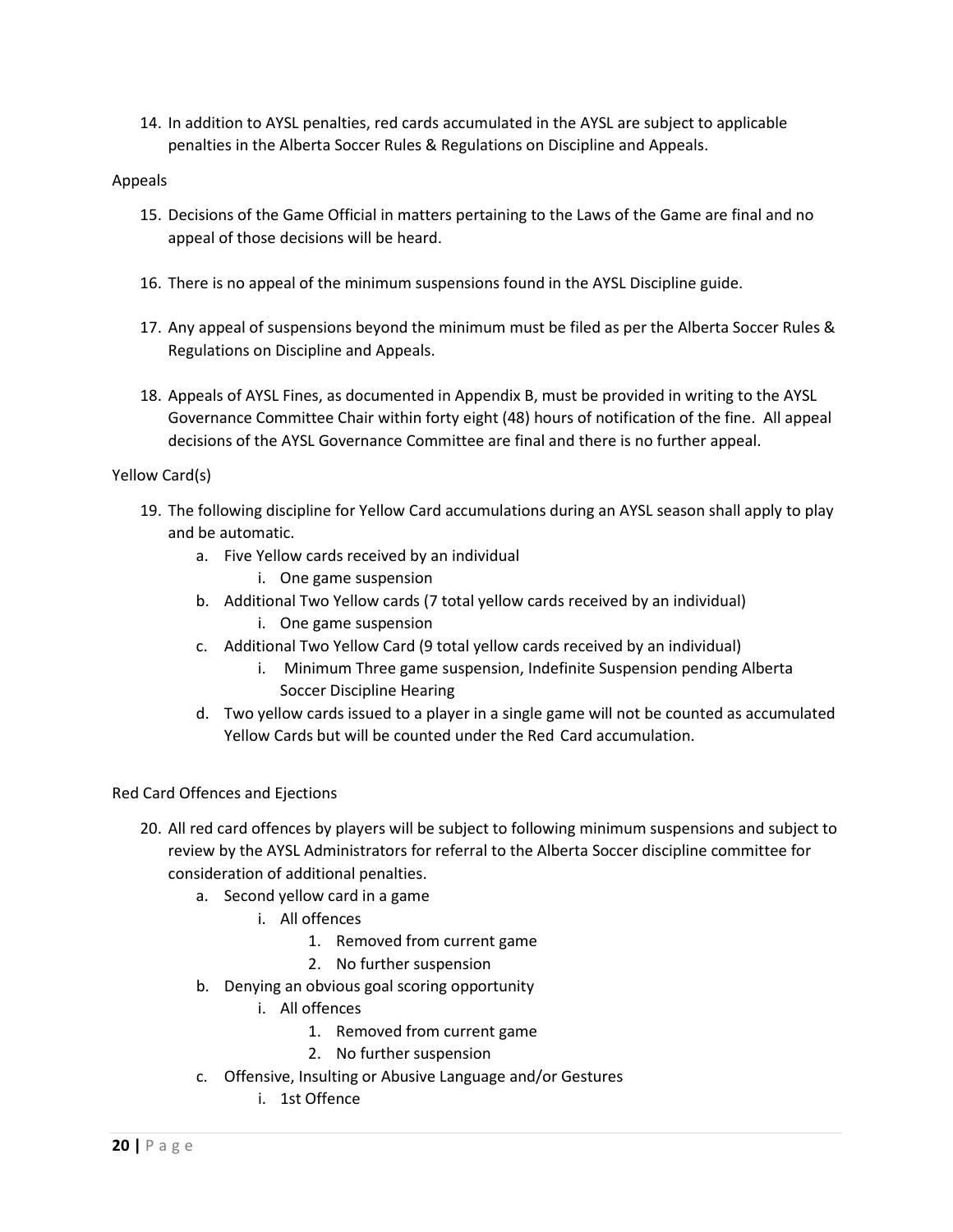14. In addition to AYSL penalties, red cards accumulated in the AYSL are subject to applicable penalties in the Alberta Soccer Rules & Regulations on Discipline and Appeals.

Appeals

15. Decisions of the Game Official in matters pertaining to the Laws of the Game are final and no appeal of those decisions will be heard.

16. There is no appeal of the minimum suspensions found in the AYSL Discipline guide.

17. Any appeal of suspensions beyond the minimum must be filed as per the Alberta Soccer Rules & Regulations on Discipline and Appeals.

18. Appeals of AYSL Fines, as documented in Appendix B, must be provided in writing to the AYSL Governance Committee Chair within forty eight (48) hours of notification of the fine. All appeal decisions of the AYSL Governance Committee are final and there is no further appeal.

Yellow Card(s)

19. The following discipline for Yellow Card accumulations during an AYSL season shall apply to play and be automatic.
    a. Five Yellow cards received by an individual
        i. One game suspension
    b. Additional Two Yellow cards (7 total yellow cards received by an individual)
        i. One game suspension
    c. Additional Two Yellow Card (9 total yellow cards received by an individual)
        i. Minimum Three game suspension, Indefinite Suspension pending Alberta Soccer Discipline Hearing
    d. Two yellow cards issued to a player in a single game will not be counted as accumulated Yellow Cards but will be counted under the Red Card accumulation.

Red Card Offences and Ejections

20. All red card offences by players will be subject to following minimum suspensions and subject to review by the AYSL Administrators for referral to the Alberta Soccer discipline committee for consideration of additional penalties.
    a. Second yellow card in a game
        i. All offences
            1. Removed from current game
            2. No further suspension
    b. Denying an obvious goal scoring opportunity
        i. All offences
            1. Removed from current game
            2. No further suspension
    c. Offensive, Insulting or Abusive Language and/or Gestures
        i. 1st Offence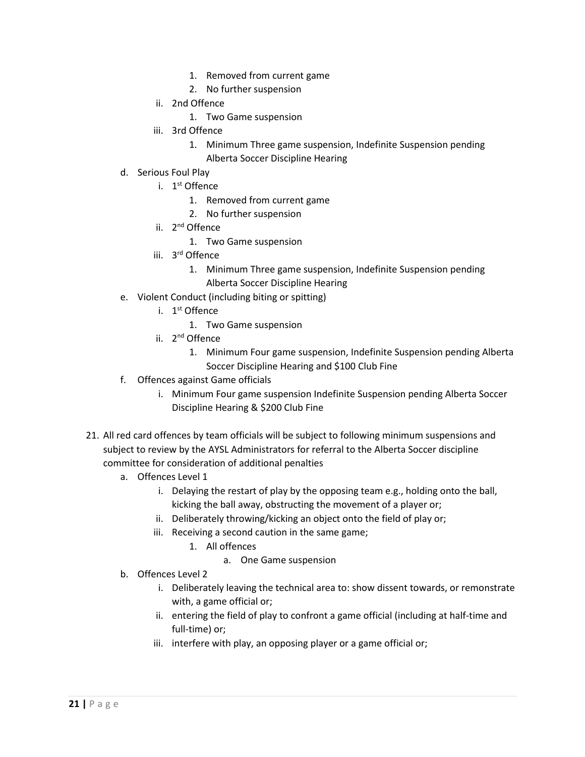1. Removed from current game
      2. No further suspension
   ii. 2nd Offence
      1. Two Game suspension
   iii. 3rd Offence
      1. Minimum Three game suspension, Indefinite Suspension pending Alberta Soccer Discipline Hearing

d. Serious Foul Play
   i. 1st Offence
      1. Removed from current game
      2. No further suspension
   ii. 2nd Offence
      1. Two Game suspension
   iii. 3rd Offence
      1. Minimum Three game suspension, Indefinite Suspension pending Alberta Soccer Discipline Hearing

e. Violent Conduct (including biting or spitting)
   i. 1st Offence
      1. Two Game suspension
   ii. 2nd Offence
      1. Minimum Four game suspension, Indefinite Suspension pending Alberta Soccer Discipline Hearing and $100 Club Fine

f. Offences against Game officials
   i. Minimum Four game suspension Indefinite Suspension pending Alberta Soccer Discipline Hearing & $200 Club Fine

21. All red card offences by team officials will be subject to following minimum suspensions and subject to review by the AYSL Administrators for referral to the Alberta Soccer discipline committee for consideration of additional penalties
   a. Offences Level 1
      i. Delaying the restart of play by the opposing team e.g., holding onto the ball, kicking the ball away, obstructing the movement of a player or;
      ii. Deliberately throwing/kicking an object onto the field of play or;
      iii. Receiving a second caution in the same game;
         1. All offences
            a. One Game suspension
   b. Offences Level 2
      i. Deliberately leaving the technical area to: show dissent towards, or remonstrate with, a game official or;
      ii. entering the field of play to confront a game official (including at half-time and full-time) or;
      iii. interfere with play, an opposing player or a game official or;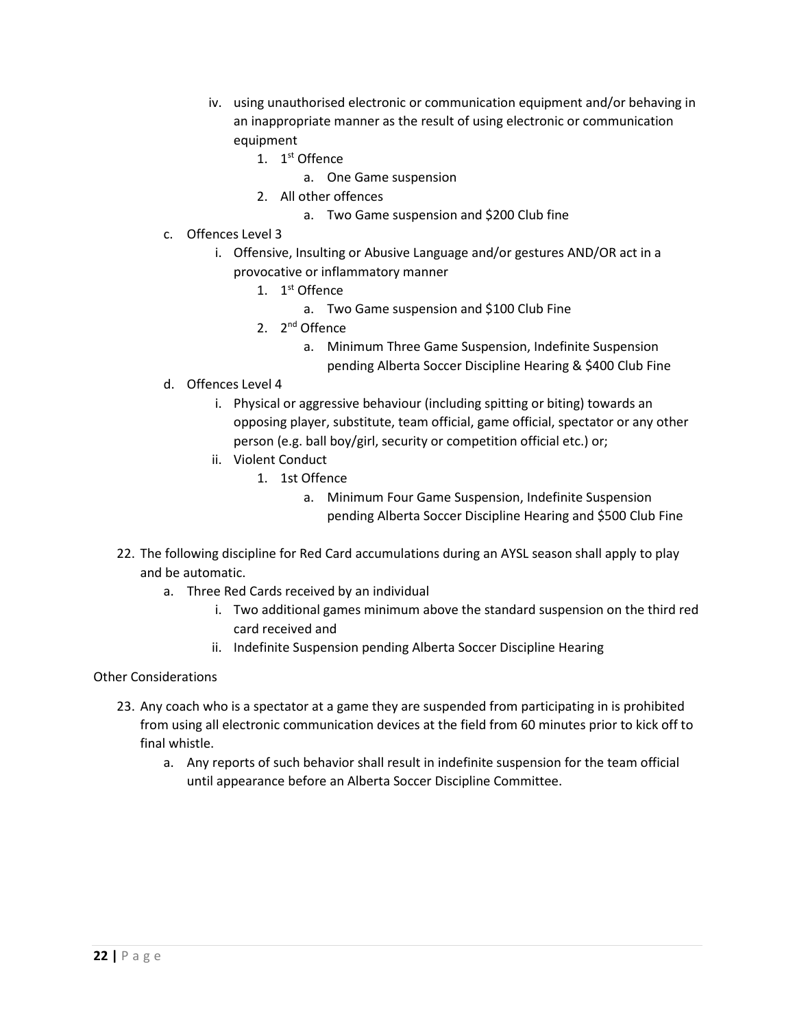iv. using unauthorised electronic or communication equipment and/or behaving in an inappropriate manner as the result of using electronic or communication equipment
    1. 1st Offence
        a. One Game suspension
    2. All other offences
        a. Two Game suspension and $200 Club fine

c. Offences Level 3
    i. Offensive, Insulting or Abusive Language and/or gestures AND/OR act in a provocative or inflammatory manner
        1. 1st Offence
            a. Two Game suspension and $100 Club Fine
        2. 2nd Offence
            a. Minimum Three Game Suspension, Indefinite Suspension pending Alberta Soccer Discipline Hearing & $400 Club Fine

d. Offences Level 4
    i. Physical or aggressive behaviour (including spitting or biting) towards an opposing player, substitute, team official, game official, spectator or any other person (e.g. ball boy/girl, security or competition official etc.) or;
    ii. Violent Conduct
        1. 1st Offence
            a. Minimum Four Game Suspension, Indefinite Suspension pending Alberta Soccer Discipline Hearing and $500 Club Fine

22. The following discipline for Red Card accumulations during an AYSL season shall apply to play and be automatic.
    a. Three Red Cards received by an individual
        i. Two additional games minimum above the standard suspension on the third red card received and
        ii. Indefinite Suspension pending Alberta Soccer Discipline Hearing

Other Considerations

23. Any coach who is a spectator at a game they are suspended from participating in is prohibited from using all electronic communication devices at the field from 60 minutes prior to kick off to final whistle.
    a. Any reports of such behavior shall result in indefinite suspension for the team official until appearance before an Alberta Soccer Discipline Committee.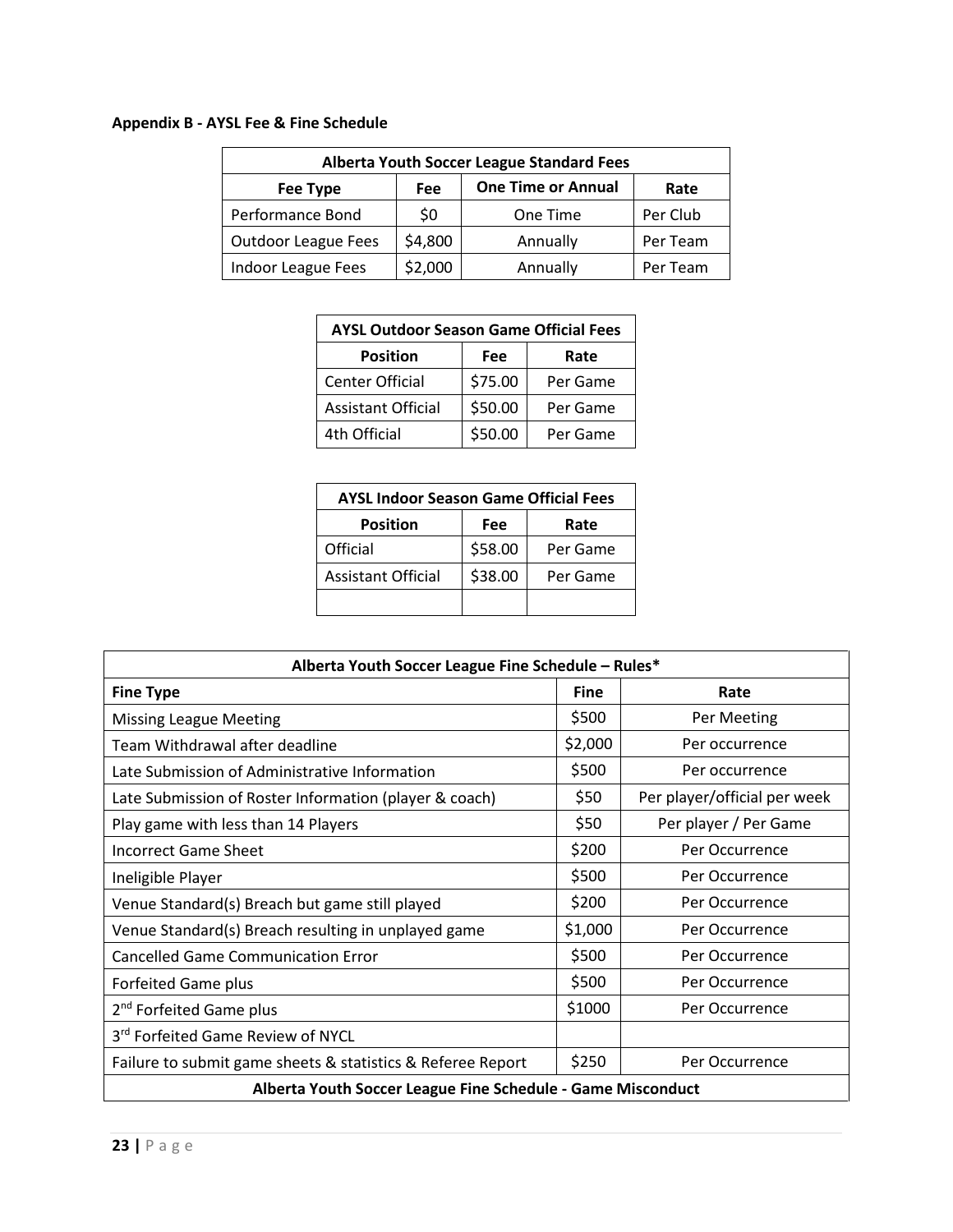**Appendix B - AYSL Fee & Fine Schedule**

| Alberta Youth Soccer League Standard Fees | | | |
|---|---|---|---|
| **Fee Type** | **Fee** | **One Time or Annual** | **Rate** |
| Performance Bond | $0 | One Time | Per Club |
| Outdoor League Fees | $4,800 | Annually | Per Team |
| Indoor League Fees | $2,000 | Annually | Per Team |

| AYSL Outdoor Season Game Official Fees | | |
|---|---|---|
| **Position** | **Fee** | **Rate** |
| Center Official | $75.00 | Per Game |
| Assistant Official | $50.00 | Per Game |
| 4th Official | $50.00 | Per Game |

| AYSL Indoor Season Game Official Fees | | |
|---|---|---|
| **Position** | **Fee** | **Rate** |
| Official | $58.00 | Per Game |
| Assistant Official | $38.00 | Per Game |
| | | |

| Alberta Youth Soccer League Fine Schedule – Rules* | | |
|---|---|---|
| **Fine Type** | **Fine** | **Rate** |
| Missing League Meeting | $500 | Per Meeting |
| Team Withdrawal after deadline | $2,000 | Per occurrence |
| Late Submission of Administrative Information | $500 | Per occurrence |
| Late Submission of Roster Information (player & coach) | $50 | Per player/official per week |
| Play game with less than 14 Players | $50 | Per player / Per Game |
| Incorrect Game Sheet | $200 | Per Occurrence |
| Ineligible Player | $500 | Per Occurrence |
| Venue Standard(s) Breach but game still played | $200 | Per Occurrence |
| Venue Standard(s) Breach resulting in unplayed game | $1,000 | Per Occurrence |
| Cancelled Game Communication Error | $500 | Per Occurrence |
| Forfeited Game plus | $500 | Per Occurrence |
| 2nd Forfeited Game plus | $1000 | Per Occurrence |
| 3rd Forfeited Game Review of NYCL | | |
| Failure to submit game sheets & statistics & Referee Report | $250 | Per Occurrence |
| **Alberta Youth Soccer League Fine Schedule - Game Misconduct** | | |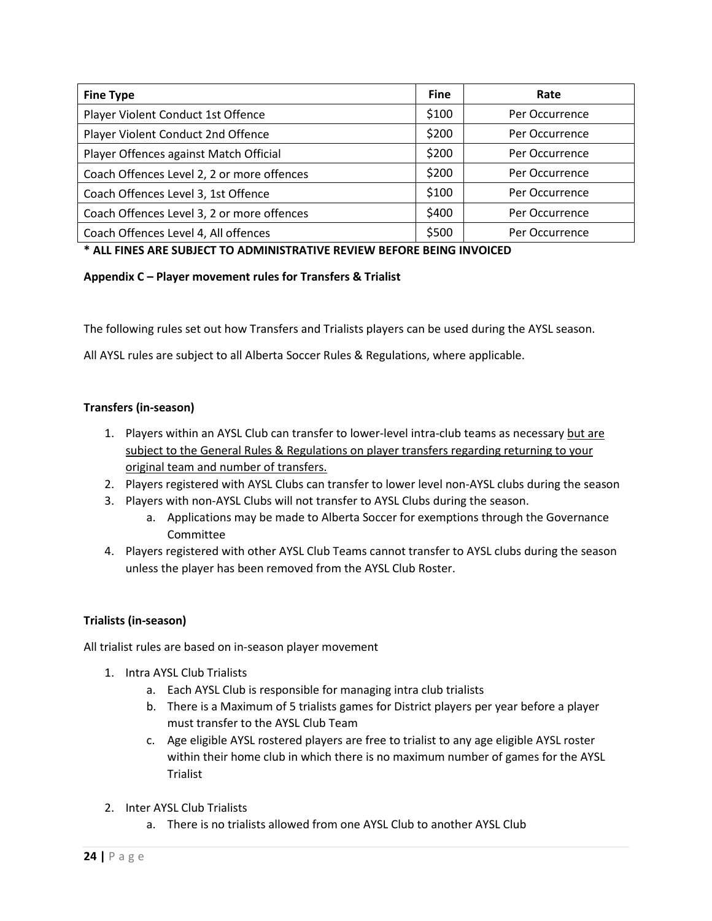| Fine Type | Fine | Rate |
|---|---|---|
| Player Violent Conduct 1st Offence | $100 | Per Occurrence |
| Player Violent Conduct 2nd Offence | $200 | Per Occurrence |
| Player Offences against Match Official | $200 | Per Occurrence |
| Coach Offences Level 2, 2 or more offences | $200 | Per Occurrence |
| Coach Offences Level 3, 1st Offence | $100 | Per Occurrence |
| Coach Offences Level 3, 2 or more offences | $400 | Per Occurrence |
| Coach Offences Level 4, All offences | $500 | Per Occurrence |

**\* ALL FINES ARE SUBJECT TO ADMINISTRATIVE REVIEW BEFORE BEING INVOICED**

**Appendix C – Player movement rules for Transfers & Trialist**

The following rules set out how Transfers and Trialists players can be used during the AYSL season.

All AYSL rules are subject to all Alberta Soccer Rules & Regulations, where applicable.

**Transfers (in-season)**

1. Players within an AYSL Club can transfer to lower-level intra-club teams as necessary <u>but are subject to the General Rules & Regulations on player transfers regarding returning to your original team and number of transfers.</u>
2. Players registered with AYSL Clubs can transfer to lower level non-AYSL clubs during the season
3. Players with non-AYSL Clubs will not transfer to AYSL Clubs during the season.
   a. Applications may be made to Alberta Soccer for exemptions through the Governance Committee
4. Players registered with other AYSL Club Teams cannot transfer to AYSL clubs during the season unless the player has been removed from the AYSL Club Roster.

**Trialists (in-season)**

All trialist rules are based on in-season player movement

1. Intra AYSL Club Trialists
   a. Each AYSL Club is responsible for managing intra club trialists
   b. There is a Maximum of 5 trialists games for District players per year before a player must transfer to the AYSL Club Team
   c. Age eligible AYSL rostered players are free to trialist to any age eligible AYSL roster within their home club in which there is no maximum number of games for the AYSL Trialist
2. Inter AYSL Club Trialists
   a. There is no trialists allowed from one AYSL Club to another AYSL Club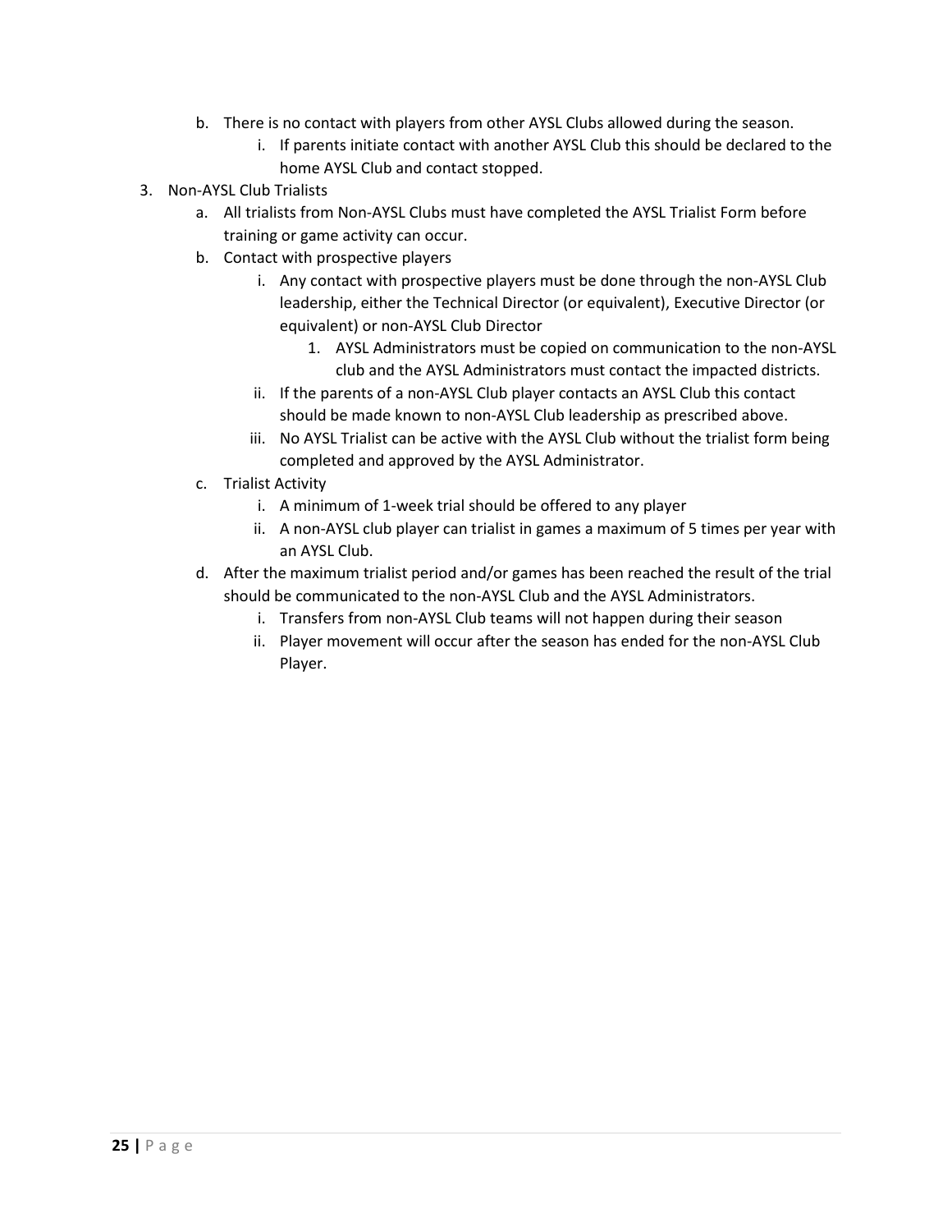b. There is no contact with players from other AYSL Clubs allowed during the season.
    i. If parents initiate contact with another AYSL Club this should be declared to the home AYSL Club and contact stopped.

3. Non-AYSL Club Trialists
    a. All trialists from Non-AYSL Clubs must have completed the AYSL Trialist Form before training or game activity can occur.
    b. Contact with prospective players
        i. Any contact with prospective players must be done through the non-AYSL Club leadership, either the Technical Director (or equivalent), Executive Director (or equivalent) or non-AYSL Club Director
            1. AYSL Administrators must be copied on communication to the non-AYSL club and the AYSL Administrators must contact the impacted districts.
        ii. If the parents of a non-AYSL Club player contacts an AYSL Club this contact should be made known to non-AYSL Club leadership as prescribed above.
        iii. No AYSL Trialist can be active with the AYSL Club without the trialist form being completed and approved by the AYSL Administrator.
    c. Trialist Activity
        i. A minimum of 1-week trial should be offered to any player
        ii. A non-AYSL club player can trialist in games a maximum of 5 times per year with an AYSL Club.
    d. After the maximum trialist period and/or games has been reached the result of the trial should be communicated to the non-AYSL Club and the AYSL Administrators.
        i. Transfers from non-AYSL Club teams will not happen during their season
        ii. Player movement will occur after the season has ended for the non-AYSL Club Player.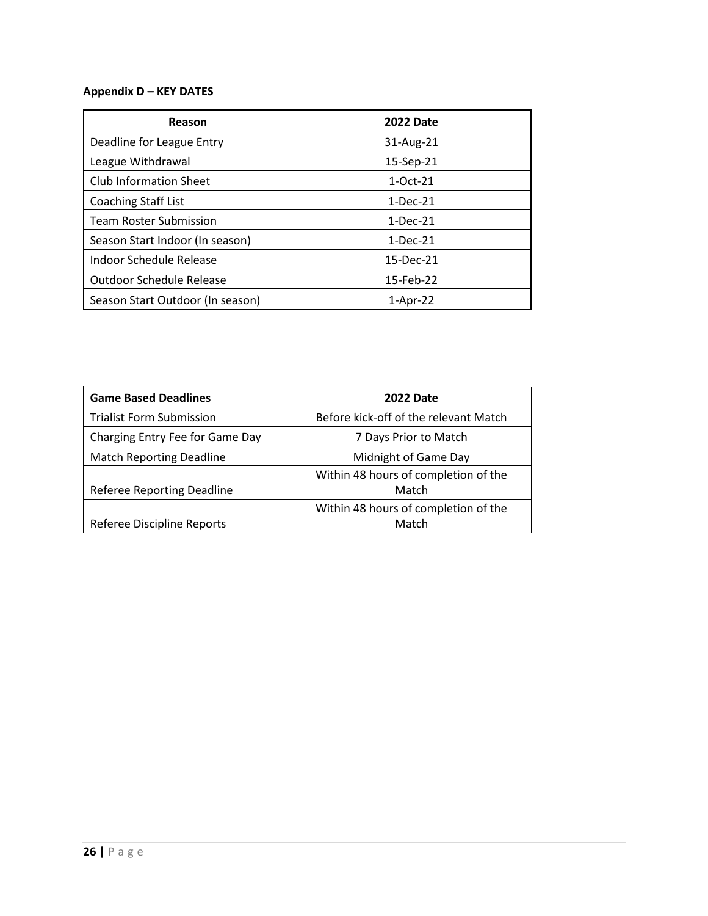**Appendix D – KEY DATES**

| Reason | 2022 Date |
|---|---|
| Deadline for League Entry | 31-Aug-21 |
| League Withdrawal | 15-Sep-21 |
| Club Information Sheet | 1-Oct-21 |
| Coaching Staff List | 1-Dec-21 |
| Team Roster Submission | 1-Dec-21 |
| Season Start Indoor (In season) | 1-Dec-21 |
| Indoor Schedule Release | 15-Dec-21 |
| Outdoor Schedule Release | 15-Feb-22 |
| Season Start Outdoor (In season) | 1-Apr-22 |

| Game Based Deadlines | 2022 Date |
|---|---|
| Trialist Form Submission | Before kick-off of the relevant Match |
| Charging Entry Fee for Game Day | 7 Days Prior to Match |
| Match Reporting Deadline | Midnight of Game Day |
| Referee Reporting Deadline | Within 48 hours of completion of the Match |
| Referee Discipline Reports | Within 48 hours of completion of the Match |